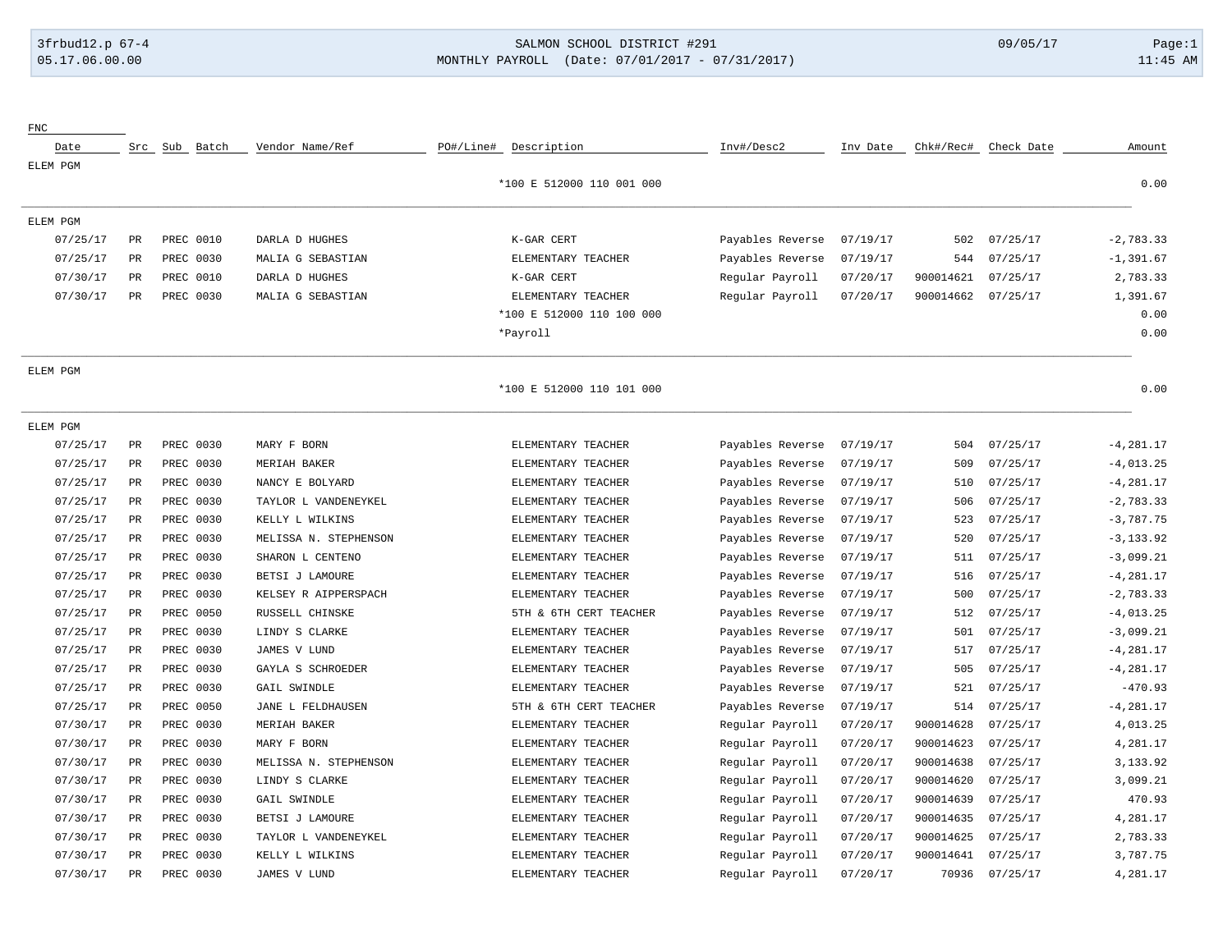SALMON SCHOOL DISTRICT #291

MONTHLY PAYROLL (Date: 07/01/2017 - 07/31/2017)

3frbud12.p 67-4 | 05.17.06.00.00 | 09/05/17 | 11:45 AM

FNC

| Date | Src | Sub | Batch | Vendor Name/Ref | PO#/Line# | Description | Inv#/Desc2 | Inv Date | Chk#/Rec# | Check Date | Amount |
|---|---|---|---|---|---|---|---|---|---|---|---|
| ELEM PGM | | | | | | | | | | | |
| | | | | | | *100 E 512000 110 001 000 | | | | | 0.00 |
| ELEM PGM | | | | | | | | | | | |
| 07/25/17 | PR | PREC | 0010 | DARLA D HUGHES | | K-GAR CERT | Payables Reverse | 07/19/17 | 502 | 07/25/17 | -2,783.33 |
| 07/25/17 | PR | PREC | 0030 | MALIA G SEBASTIAN | | ELEMENTARY TEACHER | Payables Reverse | 07/19/17 | 544 | 07/25/17 | -1,391.67 |
| 07/30/17 | PR | PREC | 0010 | DARLA D HUGHES | | K-GAR CERT | Regular Payroll | 07/20/17 | 900014621 | 07/25/17 | 2,783.33 |
| 07/30/17 | PR | PREC | 0030 | MALIA G SEBASTIAN | | ELEMENTARY TEACHER | Regular Payroll | 07/20/17 | 900014662 | 07/25/17 | 1,391.67 |
| | | | | | | *100 E 512000 110 100 000 | | | | | 0.00 |
| | | | | | | *Payroll | | | | | 0.00 |
| ELEM PGM | | | | | | | | | | | |
| | | | | | | *100 E 512000 110 101 000 | | | | | 0.00 |
| ELEM PGM | | | | | | | | | | | |
| 07/25/17 | PR | PREC | 0030 | MARY F BORN | | ELEMENTARY TEACHER | Payables Reverse | 07/19/17 | 504 | 07/25/17 | -4,281.17 |
| 07/25/17 | PR | PREC | 0030 | MERIAH BAKER | | ELEMENTARY TEACHER | Payables Reverse | 07/19/17 | 509 | 07/25/17 | -4,013.25 |
| 07/25/17 | PR | PREC | 0030 | NANCY E BOLYARD | | ELEMENTARY TEACHER | Payables Reverse | 07/19/17 | 510 | 07/25/17 | -4,281.17 |
| 07/25/17 | PR | PREC | 0030 | TAYLOR L VANDENEYKEL | | ELEMENTARY TEACHER | Payables Reverse | 07/19/17 | 506 | 07/25/17 | -2,783.33 |
| 07/25/17 | PR | PREC | 0030 | KELLY L WILKINS | | ELEMENTARY TEACHER | Payables Reverse | 07/19/17 | 523 | 07/25/17 | -3,787.75 |
| 07/25/17 | PR | PREC | 0030 | MELISSA N. STEPHENSON | | ELEMENTARY TEACHER | Payables Reverse | 07/19/17 | 520 | 07/25/17 | -3,133.92 |
| 07/25/17 | PR | PREC | 0030 | SHARON L CENTENO | | ELEMENTARY TEACHER | Payables Reverse | 07/19/17 | 511 | 07/25/17 | -3,099.21 |
| 07/25/17 | PR | PREC | 0030 | BETSI J LAMOURE | | ELEMENTARY TEACHER | Payables Reverse | 07/19/17 | 516 | 07/25/17 | -4,281.17 |
| 07/25/17 | PR | PREC | 0030 | KELSEY R AIPPERSPACH | | ELEMENTARY TEACHER | Payables Reverse | 07/19/17 | 500 | 07/25/17 | -2,783.33 |
| 07/25/17 | PR | PREC | 0050 | RUSSELL CHINSKE | | 5TH & 6TH CERT TEACHER | Payables Reverse | 07/19/17 | 512 | 07/25/17 | -4,013.25 |
| 07/25/17 | PR | PREC | 0030 | LINDY S CLARKE | | ELEMENTARY TEACHER | Payables Reverse | 07/19/17 | 501 | 07/25/17 | -3,099.21 |
| 07/25/17 | PR | PREC | 0030 | JAMES V LUND | | ELEMENTARY TEACHER | Payables Reverse | 07/19/17 | 517 | 07/25/17 | -4,281.17 |
| 07/25/17 | PR | PREC | 0030 | GAYLA S SCHROEDER | | ELEMENTARY TEACHER | Payables Reverse | 07/19/17 | 505 | 07/25/17 | -4,281.17 |
| 07/25/17 | PR | PREC | 0030 | GAIL SWINDLE | | ELEMENTARY TEACHER | Payables Reverse | 07/19/17 | 521 | 07/25/17 | -470.93 |
| 07/25/17 | PR | PREC | 0050 | JANE L FELDHAUSEN | | 5TH & 6TH CERT TEACHER | Payables Reverse | 07/19/17 | 514 | 07/25/17 | -4,281.17 |
| 07/30/17 | PR | PREC | 0030 | MERIAH BAKER | | ELEMENTARY TEACHER | Regular Payroll | 07/20/17 | 900014628 | 07/25/17 | 4,013.25 |
| 07/30/17 | PR | PREC | 0030 | MARY F BORN | | ELEMENTARY TEACHER | Regular Payroll | 07/20/17 | 900014623 | 07/25/17 | 4,281.17 |
| 07/30/17 | PR | PREC | 0030 | MELISSA N. STEPHENSON | | ELEMENTARY TEACHER | Regular Payroll | 07/20/17 | 900014638 | 07/25/17 | 3,133.92 |
| 07/30/17 | PR | PREC | 0030 | LINDY S CLARKE | | ELEMENTARY TEACHER | Regular Payroll | 07/20/17 | 900014620 | 07/25/17 | 3,099.21 |
| 07/30/17 | PR | PREC | 0030 | GAIL SWINDLE | | ELEMENTARY TEACHER | Regular Payroll | 07/20/17 | 900014639 | 07/25/17 | 470.93 |
| 07/30/17 | PR | PREC | 0030 | BETSI J LAMOURE | | ELEMENTARY TEACHER | Regular Payroll | 07/20/17 | 900014635 | 07/25/17 | 4,281.17 |
| 07/30/17 | PR | PREC | 0030 | TAYLOR L VANDENEYKEL | | ELEMENTARY TEACHER | Regular Payroll | 07/20/17 | 900014625 | 07/25/17 | 2,783.33 |
| 07/30/17 | PR | PREC | 0030 | KELLY L WILKINS | | ELEMENTARY TEACHER | Regular Payroll | 07/20/17 | 900014641 | 07/25/17 | 3,787.75 |
| 07/30/17 | PR | PREC | 0030 | JAMES V LUND | | ELEMENTARY TEACHER | Regular Payroll | 07/20/17 | 70936 | 07/25/17 | 4,281.17 |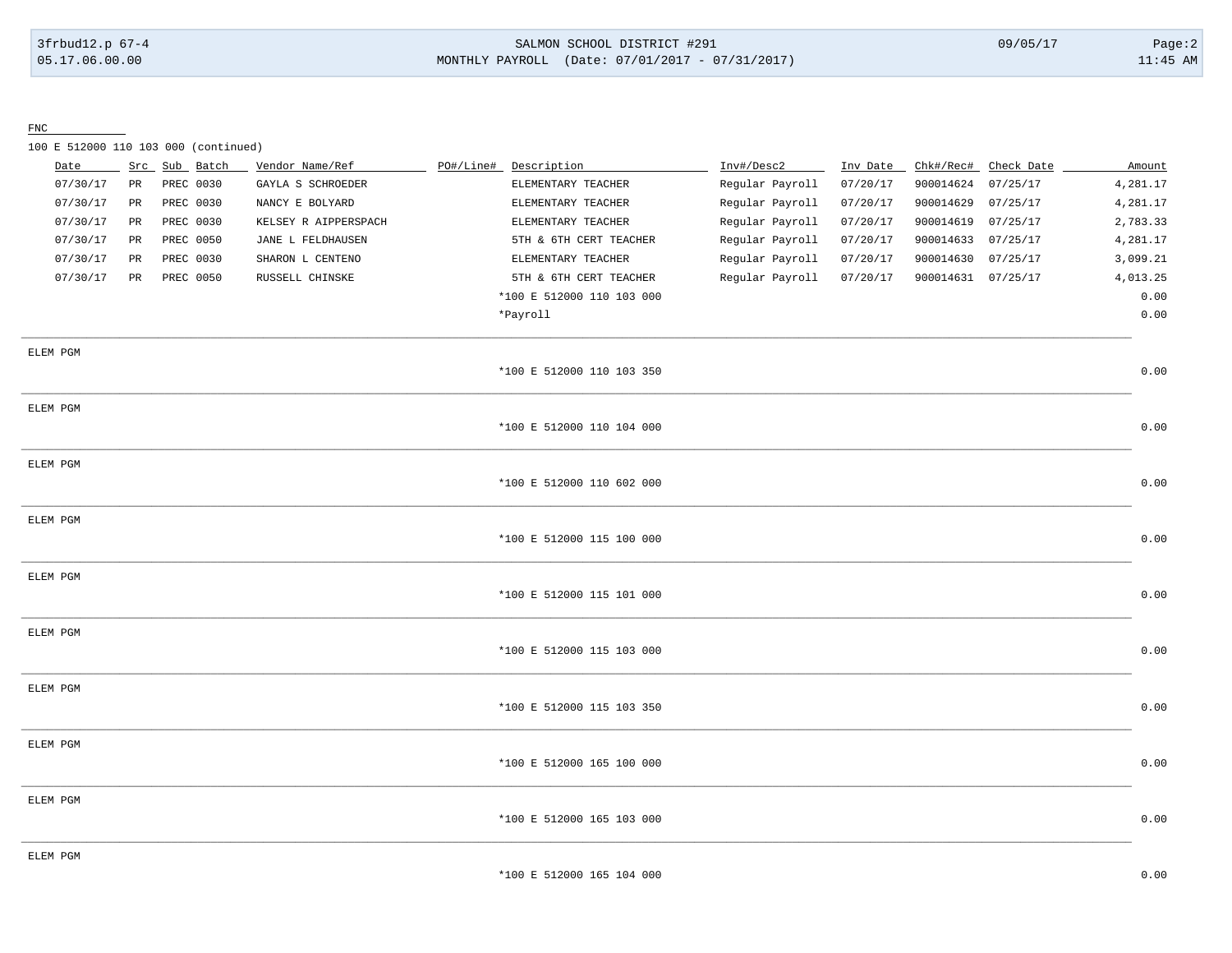FNC

100 E 512000 110 103 000 (continued)

| Date | Src | Sub | Batch | Vendor Name/Ref | PO#/Line# | Description | Inv#/Desc2 | Inv Date | Chk#/Rec# | Check Date | Amount |
|---|---|---|---|---|---|---|---|---|---|---|---|
| 07/30/17 | PR | PREC | 0030 | GAYLA S SCHROEDER | | ELEMENTARY TEACHER | Regular Payroll | 07/20/17 | 900014624 | 07/25/17 | 4,281.17 |
| 07/30/17 | PR | PREC | 0030 | NANCY E BOLYARD | | ELEMENTARY TEACHER | Regular Payroll | 07/20/17 | 900014629 | 07/25/17 | 4,281.17 |
| 07/30/17 | PR | PREC | 0030 | KELSEY R AIPPERSPACH | | ELEMENTARY TEACHER | Regular Payroll | 07/20/17 | 900014619 | 07/25/17 | 2,783.33 |
| 07/30/17 | PR | PREC | 0050 | JANE L FELDHAUSEN | | 5TH & 6TH CERT TEACHER | Regular Payroll | 07/20/17 | 900014633 | 07/25/17 | 4,281.17 |
| 07/30/17 | PR | PREC | 0030 | SHARON L CENTENO | | ELEMENTARY TEACHER | Regular Payroll | 07/20/17 | 900014630 | 07/25/17 | 3,099.21 |
| 07/30/17 | PR | PREC | 0050 | RUSSELL CHINSKE | | 5TH & 6TH CERT TEACHER | Regular Payroll | 07/20/17 | 900014631 | 07/25/17 | 4,013.25 |
| | | | | | | *100 E 512000 110 103 000 | | | | | 0.00 |
| | | | | | | *Payroll | | | | | 0.00 |

---

ELEM PGM

*100 E 512000 110 103 350 — 0.00

---

ELEM PGM

*100 E 512000 110 104 000 — 0.00

---

ELEM PGM

*100 E 512000 110 602 000 — 0.00

---

ELEM PGM

*100 E 512000 115 100 000 — 0.00

---

ELEM PGM

*100 E 512000 115 101 000 — 0.00

---

ELEM PGM

*100 E 512000 115 103 000 — 0.00

---

ELEM PGM

*100 E 512000 115 103 350 — 0.00

---

ELEM PGM

*100 E 512000 165 100 000 — 0.00

---

ELEM PGM

*100 E 512000 165 103 000 — 0.00

---

ELEM PGM

*100 E 512000 165 104 000 — 0.00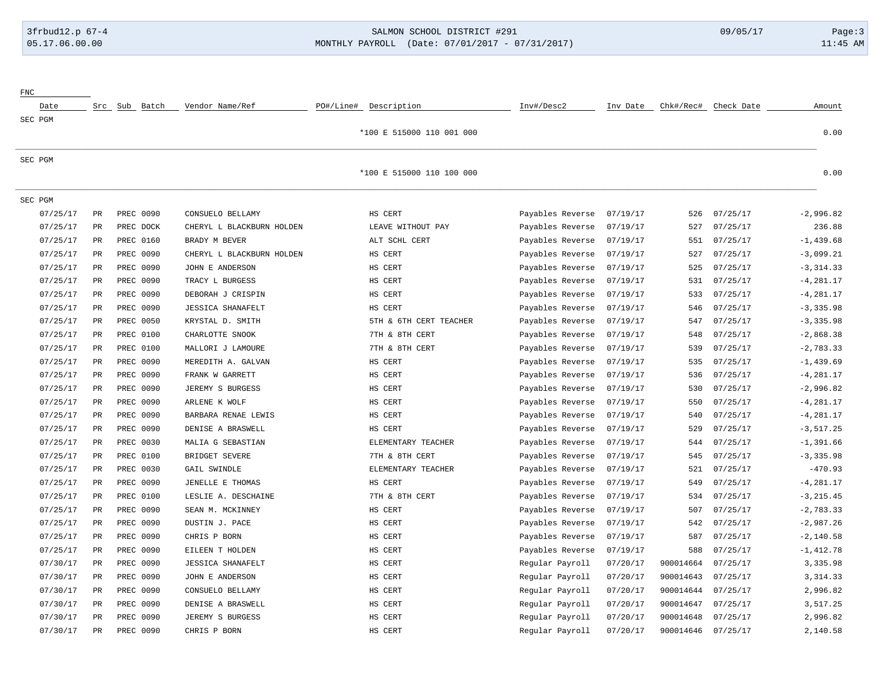| Date | Src | Sub | Batch | Vendor Name/Ref | PO#/Line# | Description | Inv#/Desc2 | Inv Date | Chk#/Rec# | Check Date | Amount |
|---|---|---|---|---|---|---|---|---|---|---|---|
| FNC | | | | | | | | | | | |
| SEC PGM | | | | | | | | | | | |
| | | | | | | *100 E 515000 110 001 000 | | | | | 0.00 |
| SEC PGM | | | | | | | | | | | |
| | | | | | | *100 E 515000 110 100 000 | | | | | 0.00 |
| SEC PGM | | | | | | | | | | | |
| 07/25/17 | PR | PREC | 0090 | CONSUELO BELLAMY | | HS CERT | Payables Reverse | 07/19/17 | 526 | 07/25/17 | -2,996.82 |
| 07/25/17 | PR | PREC | DOCK | CHERYL L BLACKBURN HOLDEN | | LEAVE WITHOUT PAY | Payables Reverse | 07/19/17 | 527 | 07/25/17 | 236.88 |
| 07/25/17 | PR | PREC | 0160 | BRADY M BEVER | | ALT SCHL CERT | Payables Reverse | 07/19/17 | 551 | 07/25/17 | -1,439.68 |
| 07/25/17 | PR | PREC | 0090 | CHERYL L BLACKBURN HOLDEN | | HS CERT | Payables Reverse | 07/19/17 | 527 | 07/25/17 | -3,099.21 |
| 07/25/17 | PR | PREC | 0090 | JOHN E ANDERSON | | HS CERT | Payables Reverse | 07/19/17 | 525 | 07/25/17 | -3,314.33 |
| 07/25/17 | PR | PREC | 0090 | TRACY L BURGESS | | HS CERT | Payables Reverse | 07/19/17 | 531 | 07/25/17 | -4,281.17 |
| 07/25/17 | PR | PREC | 0090 | DEBORAH J CRISPIN | | HS CERT | Payables Reverse | 07/19/17 | 533 | 07/25/17 | -4,281.17 |
| 07/25/17 | PR | PREC | 0090 | JESSICA SHANAFELT | | HS CERT | Payables Reverse | 07/19/17 | 546 | 07/25/17 | -3,335.98 |
| 07/25/17 | PR | PREC | 0050 | KRYSTAL D. SMITH | | 5TH & 6TH CERT TEACHER | Payables Reverse | 07/19/17 | 547 | 07/25/17 | -3,335.98 |
| 07/25/17 | PR | PREC | 0100 | CHARLOTTE SNOOK | | 7TH & 8TH CERT | Payables Reverse | 07/19/17 | 548 | 07/25/17 | -2,868.38 |
| 07/25/17 | PR | PREC | 0100 | MALLORI J LAMOURE | | 7TH & 8TH CERT | Payables Reverse | 07/19/17 | 539 | 07/25/17 | -2,783.33 |
| 07/25/17 | PR | PREC | 0090 | MEREDITH A. GALVAN | | HS CERT | Payables Reverse | 07/19/17 | 535 | 07/25/17 | -1,439.69 |
| 07/25/17 | PR | PREC | 0090 | FRANK W GARRETT | | HS CERT | Payables Reverse | 07/19/17 | 536 | 07/25/17 | -4,281.17 |
| 07/25/17 | PR | PREC | 0090 | JEREMY S BURGESS | | HS CERT | Payables Reverse | 07/19/17 | 530 | 07/25/17 | -2,996.82 |
| 07/25/17 | PR | PREC | 0090 | ARLENE K WOLF | | HS CERT | Payables Reverse | 07/19/17 | 550 | 07/25/17 | -4,281.17 |
| 07/25/17 | PR | PREC | 0090 | BARBARA RENAE LEWIS | | HS CERT | Payables Reverse | 07/19/17 | 540 | 07/25/17 | -4,281.17 |
| 07/25/17 | PR | PREC | 0090 | DENISE A BRASWELL | | HS CERT | Payables Reverse | 07/19/17 | 529 | 07/25/17 | -3,517.25 |
| 07/25/17 | PR | PREC | 0030 | MALIA G SEBASTIAN | | ELEMENTARY TEACHER | Payables Reverse | 07/19/17 | 544 | 07/25/17 | -1,391.66 |
| 07/25/17 | PR | PREC | 0100 | BRIDGET SEVERE | | 7TH & 8TH CERT | Payables Reverse | 07/19/17 | 545 | 07/25/17 | -3,335.98 |
| 07/25/17 | PR | PREC | 0030 | GAIL SWINDLE | | ELEMENTARY TEACHER | Payables Reverse | 07/19/17 | 521 | 07/25/17 | -470.93 |
| 07/25/17 | PR | PREC | 0090 | JENELLE E THOMAS | | HS CERT | Payables Reverse | 07/19/17 | 549 | 07/25/17 | -4,281.17 |
| 07/25/17 | PR | PREC | 0100 | LESLIE A. DESCHAINE | | 7TH & 8TH CERT | Payables Reverse | 07/19/17 | 534 | 07/25/17 | -3,215.45 |
| 07/25/17 | PR | PREC | 0090 | SEAN M. MCKINNEY | | HS CERT | Payables Reverse | 07/19/17 | 507 | 07/25/17 | -2,783.33 |
| 07/25/17 | PR | PREC | 0090 | DUSTIN J. PACE | | HS CERT | Payables Reverse | 07/19/17 | 542 | 07/25/17 | -2,987.26 |
| 07/25/17 | PR | PREC | 0090 | CHRIS P BORN | | HS CERT | Payables Reverse | 07/19/17 | 587 | 07/25/17 | -2,140.58 |
| 07/25/17 | PR | PREC | 0090 | EILEEN T HOLDEN | | HS CERT | Payables Reverse | 07/19/17 | 588 | 07/25/17 | -1,412.78 |
| 07/30/17 | PR | PREC | 0090 | JESSICA SHANAFELT | | HS CERT | Regular Payroll | 07/20/17 | 900014664 | 07/25/17 | 3,335.98 |
| 07/30/17 | PR | PREC | 0090 | JOHN E ANDERSON | | HS CERT | Regular Payroll | 07/20/17 | 900014643 | 07/25/17 | 3,314.33 |
| 07/30/17 | PR | PREC | 0090 | CONSUELO BELLAMY | | HS CERT | Regular Payroll | 07/20/17 | 900014644 | 07/25/17 | 2,996.82 |
| 07/30/17 | PR | PREC | 0090 | DENISE A BRASWELL | | HS CERT | Regular Payroll | 07/20/17 | 900014647 | 07/25/17 | 3,517.25 |
| 07/30/17 | PR | PREC | 0090 | JEREMY S BURGESS | | HS CERT | Regular Payroll | 07/20/17 | 900014648 | 07/25/17 | 2,996.82 |
| 07/30/17 | PR | PREC | 0090 | CHRIS P BORN | | HS CERT | Regular Payroll | 07/20/17 | 900014646 | 07/25/17 | 2,140.58 |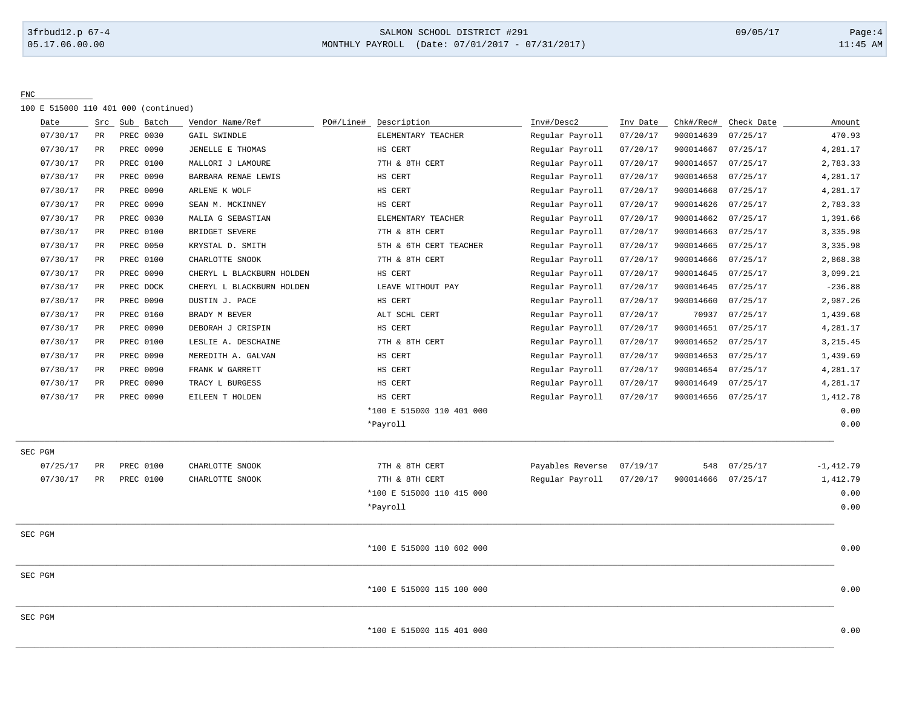FNC

100 E 515000 110 401 000 (continued)

| Date | Src | Sub | Batch | Vendor Name/Ref | PO#/Line# | Description | Inv#/Desc2 | Inv Date | Chk#/Rec# | Check Date | Amount |
|---|---|---|---|---|---|---|---|---|---|---|---|
| 07/30/17 | PR | PREC | 0030 | GAIL SWINDLE | | ELEMENTARY TEACHER | Regular Payroll | 07/20/17 | 900014639 | 07/25/17 | 470.93 |
| 07/30/17 | PR | PREC | 0090 | JENELLE E THOMAS | | HS CERT | Regular Payroll | 07/20/17 | 900014667 | 07/25/17 | 4,281.17 |
| 07/30/17 | PR | PREC | 0100 | MALLORI J LAMOURE | | 7TH & 8TH CERT | Regular Payroll | 07/20/17 | 900014657 | 07/25/17 | 2,783.33 |
| 07/30/17 | PR | PREC | 0090 | BARBARA RENAE LEWIS | | HS CERT | Regular Payroll | 07/20/17 | 900014658 | 07/25/17 | 4,281.17 |
| 07/30/17 | PR | PREC | 0090 | ARLENE K WOLF | | HS CERT | Regular Payroll | 07/20/17 | 900014668 | 07/25/17 | 4,281.17 |
| 07/30/17 | PR | PREC | 0090 | SEAN M. MCKINNEY | | HS CERT | Regular Payroll | 07/20/17 | 900014626 | 07/25/17 | 2,783.33 |
| 07/30/17 | PR | PREC | 0030 | MALIA G SEBASTIAN | | ELEMENTARY TEACHER | Regular Payroll | 07/20/17 | 900014662 | 07/25/17 | 1,391.66 |
| 07/30/17 | PR | PREC | 0100 | BRIDGET SEVERE | | 7TH & 8TH CERT | Regular Payroll | 07/20/17 | 900014663 | 07/25/17 | 3,335.98 |
| 07/30/17 | PR | PREC | 0050 | KRYSTAL D. SMITH | | 5TH & 6TH CERT TEACHER | Regular Payroll | 07/20/17 | 900014665 | 07/25/17 | 3,335.98 |
| 07/30/17 | PR | PREC | 0100 | CHARLOTTE SNOOK | | 7TH & 8TH CERT | Regular Payroll | 07/20/17 | 900014666 | 07/25/17 | 2,868.38 |
| 07/30/17 | PR | PREC | 0090 | CHERYL L BLACKBURN HOLDEN | | HS CERT | Regular Payroll | 07/20/17 | 900014645 | 07/25/17 | 3,099.21 |
| 07/30/17 | PR | PREC | DOCK | CHERYL L BLACKBURN HOLDEN | | LEAVE WITHOUT PAY | Regular Payroll | 07/20/17 | 900014645 | 07/25/17 | -236.88 |
| 07/30/17 | PR | PREC | 0090 | DUSTIN J. PACE | | HS CERT | Regular Payroll | 07/20/17 | 900014660 | 07/25/17 | 2,987.26 |
| 07/30/17 | PR | PREC | 0160 | BRADY M BEVER | | ALT SCHL CERT | Regular Payroll | 07/20/17 | 70937 | 07/25/17 | 1,439.68 |
| 07/30/17 | PR | PREC | 0090 | DEBORAH J CRISPIN | | HS CERT | Regular Payroll | 07/20/17 | 900014651 | 07/25/17 | 4,281.17 |
| 07/30/17 | PR | PREC | 0100 | LESLIE A. DESCHAINE | | 7TH & 8TH CERT | Regular Payroll | 07/20/17 | 900014652 | 07/25/17 | 3,215.45 |
| 07/30/17 | PR | PREC | 0090 | MEREDITH A. GALVAN | | HS CERT | Regular Payroll | 07/20/17 | 900014653 | 07/25/17 | 1,439.69 |
| 07/30/17 | PR | PREC | 0090 | FRANK W GARRETT | | HS CERT | Regular Payroll | 07/20/17 | 900014654 | 07/25/17 | 4,281.17 |
| 07/30/17 | PR | PREC | 0090 | TRACY L BURGESS | | HS CERT | Regular Payroll | 07/20/17 | 900014649 | 07/25/17 | 4,281.17 |
| 07/30/17 | PR | PREC | 0090 | EILEEN T HOLDEN | | HS CERT | Regular Payroll | 07/20/17 | 900014656 | 07/25/17 | 1,412.78 |
| | | | | | | *100 E 515000 110 401 000 | | | | | 0.00 |
| | | | | | | *Payroll | | | | | 0.00 |

SEC PGM

| Date | Src | Sub | Batch | Vendor Name/Ref | PO#/Line# | Description | Inv#/Desc2 | Inv Date | Chk#/Rec# | Check Date | Amount |
|---|---|---|---|---|---|---|---|---|---|---|---|
| 07/25/17 | PR | PREC | 0100 | CHARLOTTE SNOOK | | 7TH & 8TH CERT | Payables Reverse | 07/19/17 | 548 | 07/25/17 | -1,412.79 |
| 07/30/17 | PR | PREC | 0100 | CHARLOTTE SNOOK | | 7TH & 8TH CERT | Regular Payroll | 07/20/17 | 900014666 | 07/25/17 | 1,412.79 |
| | | | | | | *100 E 515000 110 415 000 | | | | | 0.00 |
| | | | | | | *Payroll | | | | | 0.00 |

SEC PGM

*100 E 515000 110 602 000 — 0.00

SEC PGM

*100 E 515000 115 100 000 — 0.00

SEC PGM

*100 E 515000 115 401 000 — 0.00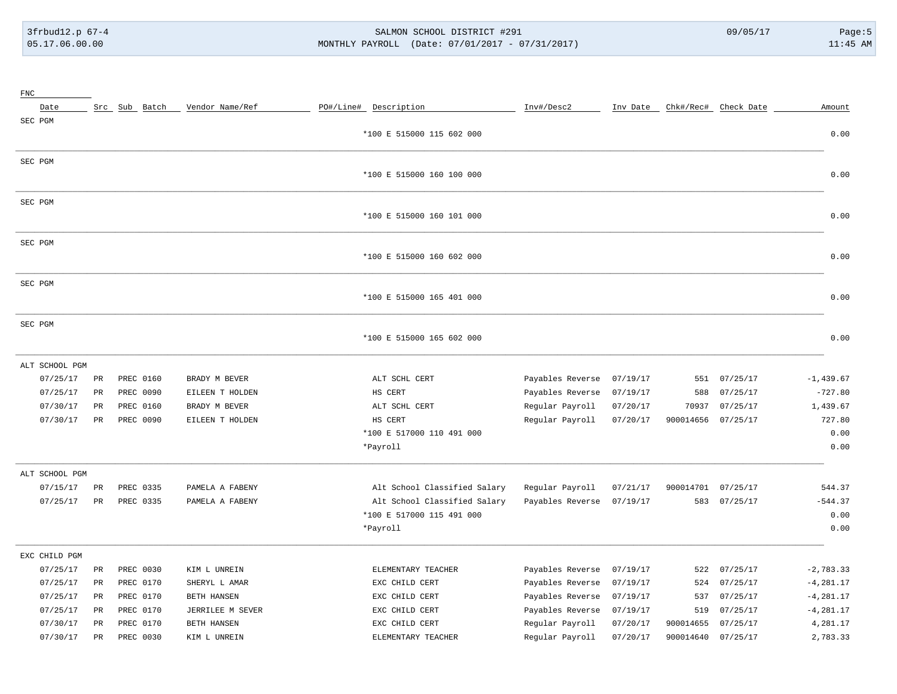| FNC | | | | | | | | | | | |
|---|---|---|---|---|---|---|---|---|---|---|---|
| Date | Src | Sub | Batch | Vendor Name/Ref | PO#/Line# | Description | Inv#/Desc2 | Inv Date | Chk#/Rec# | Check Date | Amount |
| SEC PGM | | | | | | | | | | | |
| | | | | | | *100 E 515000 115 602 000 | | | | | 0.00 |
| SEC PGM | | | | | | | | | | | |
| | | | | | | *100 E 515000 160 100 000 | | | | | 0.00 |
| SEC PGM | | | | | | | | | | | |
| | | | | | | *100 E 515000 160 101 000 | | | | | 0.00 |
| SEC PGM | | | | | | | | | | | |
| | | | | | | *100 E 515000 160 602 000 | | | | | 0.00 |
| SEC PGM | | | | | | | | | | | |
| | | | | | | *100 E 515000 165 401 000 | | | | | 0.00 |
| SEC PGM | | | | | | | | | | | |
| | | | | | | *100 E 515000 165 602 000 | | | | | 0.00 |
| ALT SCHOOL PGM | | | | | | | | | | | |
| 07/25/17 | PR | PREC | 0160 | BRADY M BEVER | | ALT SCHL CERT | Payables Reverse | 07/19/17 | 551 | 07/25/17 | -1,439.67 |
| 07/25/17 | PR | PREC | 0090 | EILEEN T HOLDEN | | HS CERT | Payables Reverse | 07/19/17 | 588 | 07/25/17 | -727.80 |
| 07/30/17 | PR | PREC | 0160 | BRADY M BEVER | | ALT SCHL CERT | Regular Payroll | 07/20/17 | 70937 | 07/25/17 | 1,439.67 |
| 07/30/17 | PR | PREC | 0090 | EILEEN T HOLDEN | | HS CERT | Regular Payroll | 07/20/17 | 900014656 | 07/25/17 | 727.80 |
| | | | | | | *100 E 517000 110 491 000 | | | | | 0.00 |
| | | | | | | *Payroll | | | | | 0.00 |
| ALT SCHOOL PGM | | | | | | | | | | | |
| 07/15/17 | PR | PREC | 0335 | PAMELA A FABENY | | Alt School Classified Salary | Regular Payroll | 07/21/17 | 900014701 | 07/25/17 | 544.37 |
| 07/25/17 | PR | PREC | 0335 | PAMELA A FABENY | | Alt School Classified Salary | Payables Reverse | 07/19/17 | 583 | 07/25/17 | -544.37 |
| | | | | | | *100 E 517000 115 491 000 | | | | | 0.00 |
| | | | | | | *Payroll | | | | | 0.00 |
| EXC CHILD PGM | | | | | | | | | | | |
| 07/25/17 | PR | PREC | 0030 | KIM L UNREIN | | ELEMENTARY TEACHER | Payables Reverse | 07/19/17 | 522 | 07/25/17 | -2,783.33 |
| 07/25/17 | PR | PREC | 0170 | SHERYL L AMAR | | EXC CHILD CERT | Payables Reverse | 07/19/17 | 524 | 07/25/17 | -4,281.17 |
| 07/25/17 | PR | PREC | 0170 | BETH HANSEN | | EXC CHILD CERT | Payables Reverse | 07/19/17 | 537 | 07/25/17 | -4,281.17 |
| 07/25/17 | PR | PREC | 0170 | JERRILEE M SEVER | | EXC CHILD CERT | Payables Reverse | 07/19/17 | 519 | 07/25/17 | -4,281.17 |
| 07/30/17 | PR | PREC | 0170 | BETH HANSEN | | EXC CHILD CERT | Regular Payroll | 07/20/17 | 900014655 | 07/25/17 | 4,281.17 |
| 07/30/17 | PR | PREC | 0030 | KIM L UNREIN | | ELEMENTARY TEACHER | Regular Payroll | 07/20/17 | 900014640 | 07/25/17 | 2,783.33 |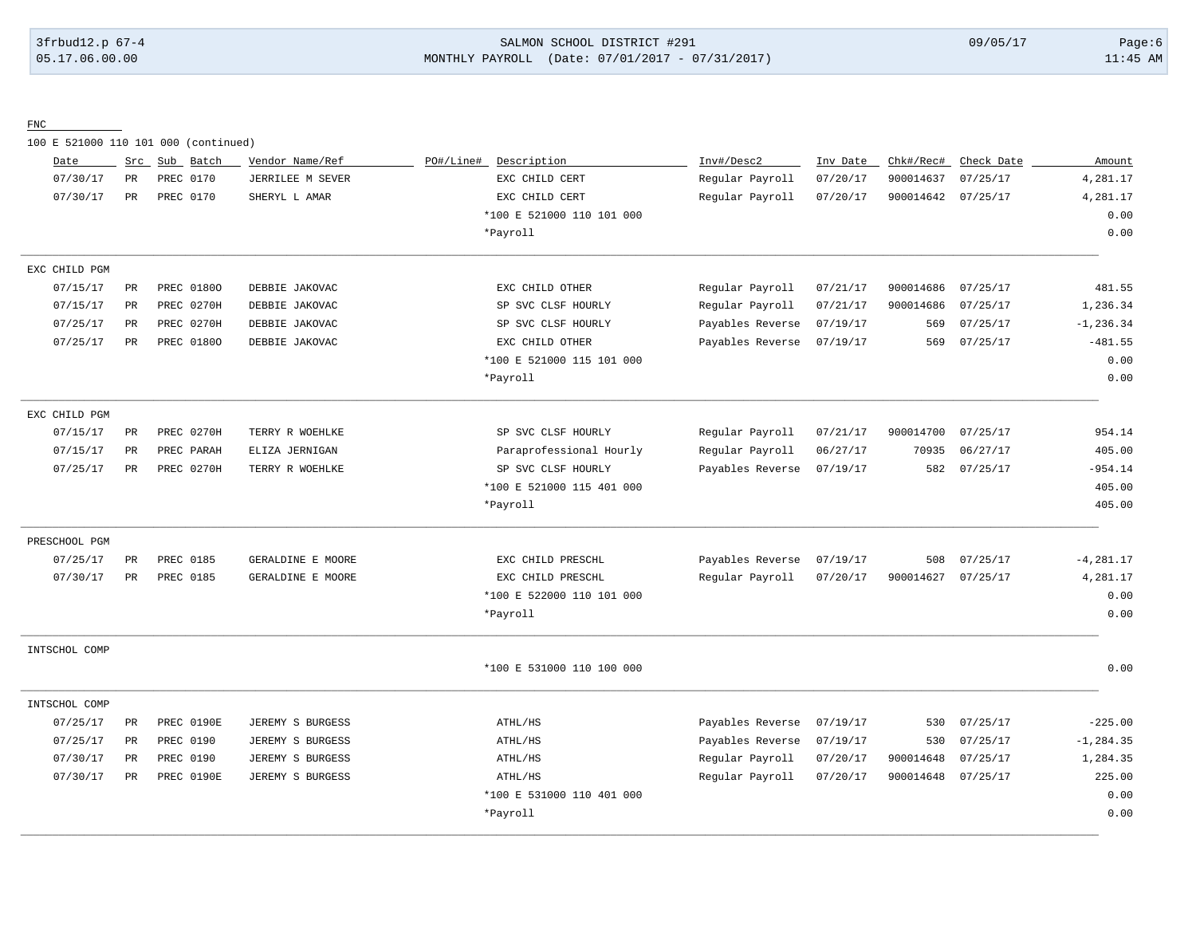FNC

100 E 521000 110 101 000 (continued)

| Date | Src | Sub | Batch | Vendor Name/Ref | PO#/Line# | Description | Inv#/Desc2 | Inv Date | Chk#/Rec# | Check Date | Amount |
|---|---|---|---|---|---|---|---|---|---|---|---|
| 07/30/17 | PR | PREC | 0170 | JERRILEE M SEVER | | EXC CHILD CERT | Regular Payroll | 07/20/17 | 900014637 | 07/25/17 | 4,281.17 |
| 07/30/17 | PR | PREC | 0170 | SHERYL L AMAR | | EXC CHILD CERT | Regular Payroll | 07/20/17 | 900014642 | 07/25/17 | 4,281.17 |
| | | | | | | *100 E 521000 110 101 000 | | | | | 0.00 |
| | | | | | | *Payroll | | | | | 0.00 |

EXC CHILD PGM

| Date | Src | Sub | Batch | Vendor Name/Ref | PO#/Line# | Description | Inv#/Desc2 | Inv Date | Chk#/Rec# | Check Date | Amount |
|---|---|---|---|---|---|---|---|---|---|---|---|
| 07/15/17 | PR | PREC | 0180O | DEBBIE JAKOVAC | | EXC CHILD OTHER | Regular Payroll | 07/21/17 | 900014686 | 07/25/17 | 481.55 |
| 07/15/17 | PR | PREC | 0270H | DEBBIE JAKOVAC | | SP SVC CLSF HOURLY | Regular Payroll | 07/21/17 | 900014686 | 07/25/17 | 1,236.34 |
| 07/25/17 | PR | PREC | 0270H | DEBBIE JAKOVAC | | SP SVC CLSF HOURLY | Payables Reverse | 07/19/17 | 569 | 07/25/17 | -1,236.34 |
| 07/25/17 | PR | PREC | 0180O | DEBBIE JAKOVAC | | EXC CHILD OTHER | Payables Reverse | 07/19/17 | 569 | 07/25/17 | -481.55 |
| | | | | | | *100 E 521000 115 101 000 | | | | | 0.00 |
| | | | | | | *Payroll | | | | | 0.00 |

EXC CHILD PGM

| Date | Src | Sub | Batch | Vendor Name/Ref | PO#/Line# | Description | Inv#/Desc2 | Inv Date | Chk#/Rec# | Check Date | Amount |
|---|---|---|---|---|---|---|---|---|---|---|---|
| 07/15/17 | PR | PREC | 0270H | TERRY R WOEHLKE | | SP SVC CLSF HOURLY | Regular Payroll | 07/21/17 | 900014700 | 07/25/17 | 954.14 |
| 07/15/17 | PR | PREC | PARAH | ELIZA JERNIGAN | | Paraprofessional Hourly | Regular Payroll | 06/27/17 | 70935 | 06/27/17 | 405.00 |
| 07/25/17 | PR | PREC | 0270H | TERRY R WOEHLKE | | SP SVC CLSF HOURLY | Payables Reverse | 07/19/17 | 582 | 07/25/17 | -954.14 |
| | | | | | | *100 E 521000 115 401 000 | | | | | 405.00 |
| | | | | | | *Payroll | | | | | 405.00 |

PRESCHOOL PGM

| Date | Src | Sub | Batch | Vendor Name/Ref | PO#/Line# | Description | Inv#/Desc2 | Inv Date | Chk#/Rec# | Check Date | Amount |
|---|---|---|---|---|---|---|---|---|---|---|---|
| 07/25/17 | PR | PREC | 0185 | GERALDINE E MOORE | | EXC CHILD PRESCHL | Payables Reverse | 07/19/17 | 508 | 07/25/17 | -4,281.17 |
| 07/30/17 | PR | PREC | 0185 | GERALDINE E MOORE | | EXC CHILD PRESCHL | Regular Payroll | 07/20/17 | 900014627 | 07/25/17 | 4,281.17 |
| | | | | | | *100 E 522000 110 101 000 | | | | | 0.00 |
| | | | | | | *Payroll | | | | | 0.00 |

INTSCHOL COMP

| Date | Src | Sub | Batch | Vendor Name/Ref | PO#/Line# | Description | Inv#/Desc2 | Inv Date | Chk#/Rec# | Check Date | Amount |
|---|---|---|---|---|---|---|---|---|---|---|---|
| | | | | | | *100 E 531000 110 100 000 | | | | | 0.00 |

INTSCHOL COMP

| Date | Src | Sub | Batch | Vendor Name/Ref | PO#/Line# | Description | Inv#/Desc2 | Inv Date | Chk#/Rec# | Check Date | Amount |
|---|---|---|---|---|---|---|---|---|---|---|---|
| 07/25/17 | PR | PREC | 0190E | JEREMY S BURGESS | | ATHL/HS | Payables Reverse | 07/19/17 | 530 | 07/25/17 | -225.00 |
| 07/25/17 | PR | PREC | 0190 | JEREMY S BURGESS | | ATHL/HS | Payables Reverse | 07/19/17 | 530 | 07/25/17 | -1,284.35 |
| 07/30/17 | PR | PREC | 0190 | JEREMY S BURGESS | | ATHL/HS | Regular Payroll | 07/20/17 | 900014648 | 07/25/17 | 1,284.35 |
| 07/30/17 | PR | PREC | 0190E | JEREMY S BURGESS | | ATHL/HS | Regular Payroll | 07/20/17 | 900014648 | 07/25/17 | 225.00 |
| | | | | | | *100 E 531000 110 401 000 | | | | | 0.00 |
| | | | | | | *Payroll | | | | | 0.00 |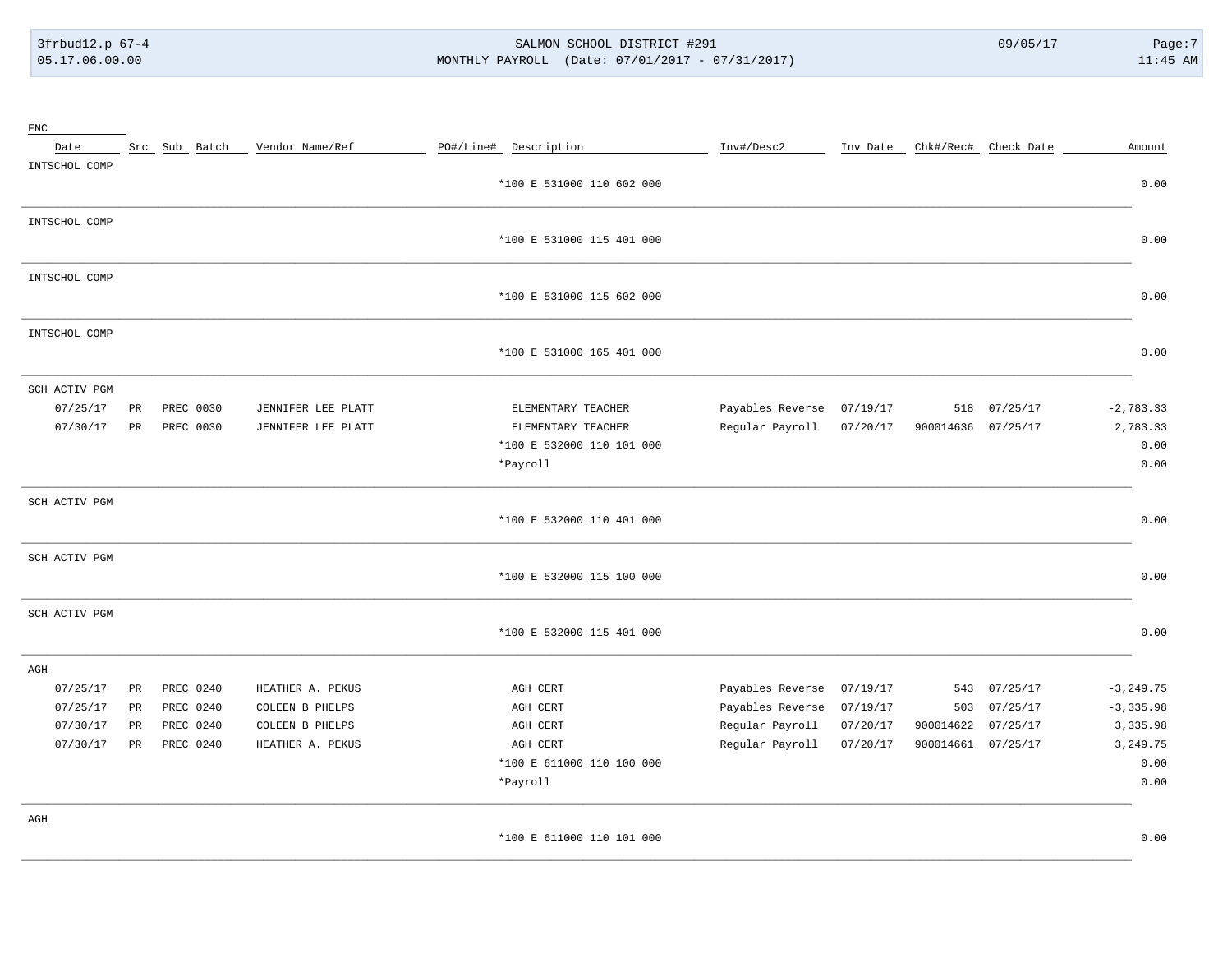| FNC Date | Src | Sub | Batch | Vendor Name/Ref | PO#/Line# | Description | Inv#/Desc2 | Inv Date | Chk#/Rec# | Check Date | Amount |
|---|---|---|---|---|---|---|---|---|---|---|---|
| INTSCHOL COMP | | | | | | | | | | | |
| | | | | | | *100 E 531000 110 602 000 | | | | | 0.00 |
| INTSCHOL COMP | | | | | | | | | | | |
| | | | | | | *100 E 531000 115 401 000 | | | | | 0.00 |
| INTSCHOL COMP | | | | | | | | | | | |
| | | | | | | *100 E 531000 115 602 000 | | | | | 0.00 |
| INTSCHOL COMP | | | | | | | | | | | |
| | | | | | | *100 E 531000 165 401 000 | | | | | 0.00 |
| SCH ACTIV PGM | | | | | | | | | | | |
| 07/25/17 | PR | PREC | 0030 | JENNIFER LEE PLATT | | ELEMENTARY TEACHER | Payables Reverse | 07/19/17 | 518 | 07/25/17 | -2,783.33 |
| 07/30/17 | PR | PREC | 0030 | JENNIFER LEE PLATT | | ELEMENTARY TEACHER | Regular Payroll | 07/20/17 | 900014636 | 07/25/17 | 2,783.33 |
| | | | | | | *100 E 532000 110 101 000 | | | | | 0.00 |
| | | | | | | *Payroll | | | | | 0.00 |
| SCH ACTIV PGM | | | | | | | | | | | |
| | | | | | | *100 E 532000 110 401 000 | | | | | 0.00 |
| SCH ACTIV PGM | | | | | | | | | | | |
| | | | | | | *100 E 532000 115 100 000 | | | | | 0.00 |
| SCH ACTIV PGM | | | | | | | | | | | |
| | | | | | | *100 E 532000 115 401 000 | | | | | 0.00 |
| AGH | | | | | | | | | | | |
| 07/25/17 | PR | PREC | 0240 | HEATHER A. PEKUS | | AGH CERT | Payables Reverse | 07/19/17 | 543 | 07/25/17 | -3,249.75 |
| 07/25/17 | PR | PREC | 0240 | COLEEN B PHELPS | | AGH CERT | Payables Reverse | 07/19/17 | 503 | 07/25/17 | -3,335.98 |
| 07/30/17 | PR | PREC | 0240 | COLEEN B PHELPS | | AGH CERT | Regular Payroll | 07/20/17 | 900014622 | 07/25/17 | 3,335.98 |
| 07/30/17 | PR | PREC | 0240 | HEATHER A. PEKUS | | AGH CERT | Regular Payroll | 07/20/17 | 900014661 | 07/25/17 | 3,249.75 |
| | | | | | | *100 E 611000 110 100 000 | | | | | 0.00 |
| | | | | | | *Payroll | | | | | 0.00 |
| AGH | | | | | | | | | | | |
| | | | | | | *100 E 611000 110 101 000 | | | | | 0.00 |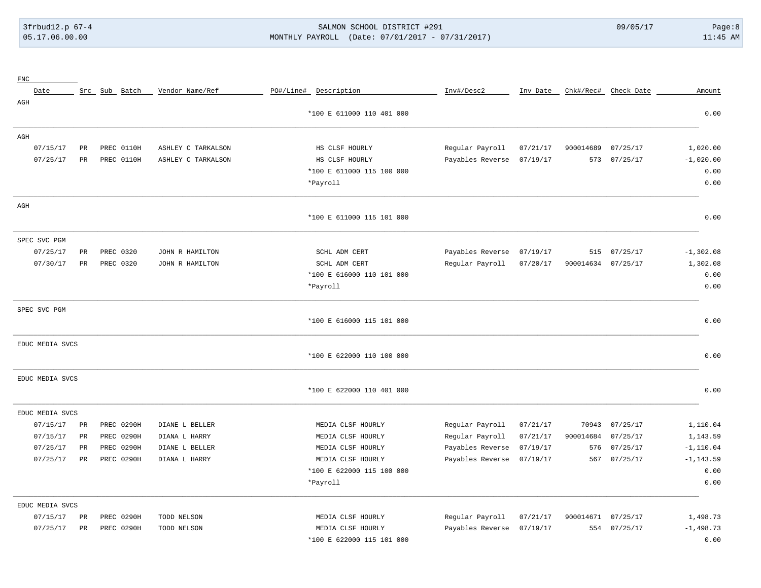| FNC | | | | | | | | | | | |
|---|---|---|---|---|---|---|---|---|---|---|---|
| Date | Src | Sub | Batch | Vendor Name/Ref | PO#/Line# | Description | Inv#/Desc2 | Inv Date | Chk#/Rec# | Check Date | Amount |
| AGH | | | | | | | | | | | |
| | | | | | | *100 E 611000 110 401 000 | | | | | 0.00 |
| AGH | | | | | | | | | | | |
| 07/15/17 | PR | PREC | 0110H | ASHLEY C TARKALSON | | HS CLSF HOURLY | Regular Payroll | 07/21/17 | 900014689 | 07/25/17 | 1,020.00 |
| 07/25/17 | PR | PREC | 0110H | ASHLEY C TARKALSON | | HS CLSF HOURLY | Payables Reverse | 07/19/17 | 573 | 07/25/17 | -1,020.00 |
| | | | | | | *100 E 611000 115 100 000 | | | | | 0.00 |
| | | | | | | *Payroll | | | | | 0.00 |
| AGH | | | | | | | | | | | |
| | | | | | | *100 E 611000 115 101 000 | | | | | 0.00 |
| SPEC SVC PGM | | | | | | | | | | | |
| 07/25/17 | PR | PREC | 0320 | JOHN R HAMILTON | | SCHL ADM CERT | Payables Reverse | 07/19/17 | 515 | 07/25/17 | -1,302.08 |
| 07/30/17 | PR | PREC | 0320 | JOHN R HAMILTON | | SCHL ADM CERT | Regular Payroll | 07/20/17 | 900014634 | 07/25/17 | 1,302.08 |
| | | | | | | *100 E 616000 110 101 000 | | | | | 0.00 |
| | | | | | | *Payroll | | | | | 0.00 |
| SPEC SVC PGM | | | | | | | | | | | |
| | | | | | | *100 E 616000 115 101 000 | | | | | 0.00 |
| EDUC MEDIA SVCS | | | | | | | | | | | |
| | | | | | | *100 E 622000 110 100 000 | | | | | 0.00 |
| EDUC MEDIA SVCS | | | | | | | | | | | |
| | | | | | | *100 E 622000 110 401 000 | | | | | 0.00 |
| EDUC MEDIA SVCS | | | | | | | | | | | |
| 07/15/17 | PR | PREC | 0290H | DIANE L BELLER | | MEDIA CLSF HOURLY | Regular Payroll | 07/21/17 | 70943 | 07/25/17 | 1,110.04 |
| 07/15/17 | PR | PREC | 0290H | DIANA L HARRY | | MEDIA CLSF HOURLY | Regular Payroll | 07/21/17 | 900014684 | 07/25/17 | 1,143.59 |
| 07/25/17 | PR | PREC | 0290H | DIANE L BELLER | | MEDIA CLSF HOURLY | Payables Reverse | 07/19/17 | 576 | 07/25/17 | -1,110.04 |
| 07/25/17 | PR | PREC | 0290H | DIANA L HARRY | | MEDIA CLSF HOURLY | Payables Reverse | 07/19/17 | 567 | 07/25/17 | -1,143.59 |
| | | | | | | *100 E 622000 115 100 000 | | | | | 0.00 |
| | | | | | | *Payroll | | | | | 0.00 |
| EDUC MEDIA SVCS | | | | | | | | | | | |
| 07/15/17 | PR | PREC | 0290H | TODD NELSON | | MEDIA CLSF HOURLY | Regular Payroll | 07/21/17 | 900014671 | 07/25/17 | 1,498.73 |
| 07/25/17 | PR | PREC | 0290H | TODD NELSON | | MEDIA CLSF HOURLY | Payables Reverse | 07/19/17 | 554 | 07/25/17 | -1,498.73 |
| | | | | | | *100 E 622000 115 101 000 | | | | | 0.00 |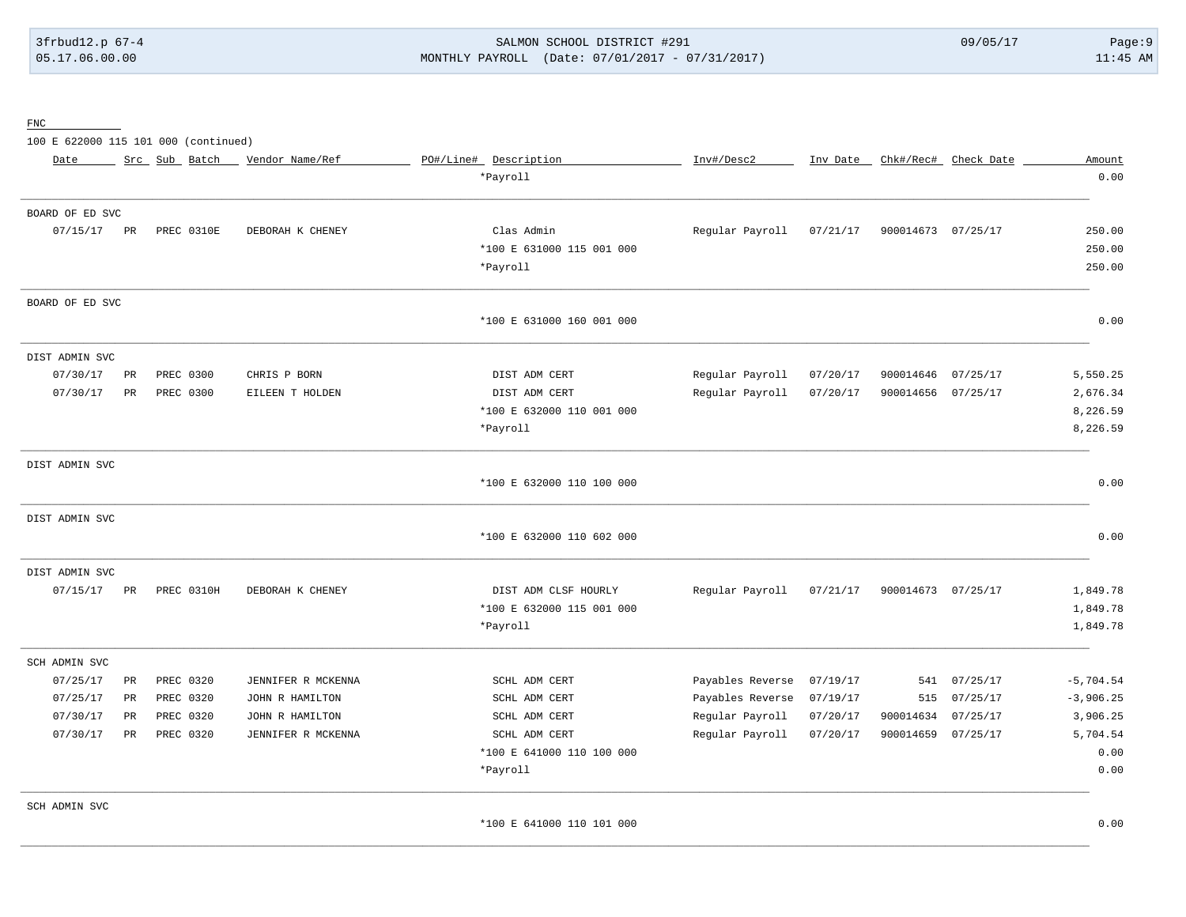FNC

100 E 622000 115 101 000 (continued)

| Date | Src | Sub | Batch | Vendor Name/Ref | PO#/Line# | Description | Inv#/Desc2 | Inv Date | Chk#/Rec# | Check Date | Amount |
|---|---|---|---|---|---|---|---|---|---|---|---|
| | | | | | | *Payroll | | | | | 0.00 |
| **BOARD OF ED SVC** | | | | | | | | | | | |
| 07/15/17 | PR | PREC | 0310E | DEBORAH K CHENEY | | Clas Admin | Regular Payroll | 07/21/17 | 900014673 | 07/25/17 | 250.00 |
| | | | | | | *100 E 631000 115 001 000 | | | | | 250.00 |
| | | | | | | *Payroll | | | | | 250.00 |
| **BOARD OF ED SVC** | | | | | | | | | | | |
| | | | | | | *100 E 631000 160 001 000 | | | | | 0.00 |
| **DIST ADMIN SVC** | | | | | | | | | | | |
| 07/30/17 | PR | PREC | 0300 | CHRIS P BORN | | DIST ADM CERT | Regular Payroll | 07/20/17 | 900014646 | 07/25/17 | 5,550.25 |
| 07/30/17 | PR | PREC | 0300 | EILEEN T HOLDEN | | DIST ADM CERT | Regular Payroll | 07/20/17 | 900014656 | 07/25/17 | 2,676.34 |
| | | | | | | *100 E 632000 110 001 000 | | | | | 8,226.59 |
| | | | | | | *Payroll | | | | | 8,226.59 |
| **DIST ADMIN SVC** | | | | | | | | | | | |
| | | | | | | *100 E 632000 110 100 000 | | | | | 0.00 |
| **DIST ADMIN SVC** | | | | | | | | | | | |
| | | | | | | *100 E 632000 110 602 000 | | | | | 0.00 |
| **DIST ADMIN SVC** | | | | | | | | | | | |
| 07/15/17 | PR | PREC | 0310H | DEBORAH K CHENEY | | DIST ADM CLSF HOURLY | Regular Payroll | 07/21/17 | 900014673 | 07/25/17 | 1,849.78 |
| | | | | | | *100 E 632000 115 001 000 | | | | | 1,849.78 |
| | | | | | | *Payroll | | | | | 1,849.78 |
| **SCH ADMIN SVC** | | | | | | | | | | | |
| 07/25/17 | PR | PREC | 0320 | JENNIFER R MCKENNA | | SCHL ADM CERT | Payables Reverse | 07/19/17 | 541 | 07/25/17 | -5,704.54 |
| 07/25/17 | PR | PREC | 0320 | JOHN R HAMILTON | | SCHL ADM CERT | Payables Reverse | 07/19/17 | 515 | 07/25/17 | -3,906.25 |
| 07/30/17 | PR | PREC | 0320 | JOHN R HAMILTON | | SCHL ADM CERT | Regular Payroll | 07/20/17 | 900014634 | 07/25/17 | 3,906.25 |
| 07/30/17 | PR | PREC | 0320 | JENNIFER R MCKENNA | | SCHL ADM CERT | Regular Payroll | 07/20/17 | 900014659 | 07/25/17 | 5,704.54 |
| | | | | | | *100 E 641000 110 100 000 | | | | | 0.00 |
| | | | | | | *Payroll | | | | | 0.00 |
| **SCH ADMIN SVC** | | | | | | | | | | | |
| | | | | | | *100 E 641000 110 101 000 | | | | | 0.00 |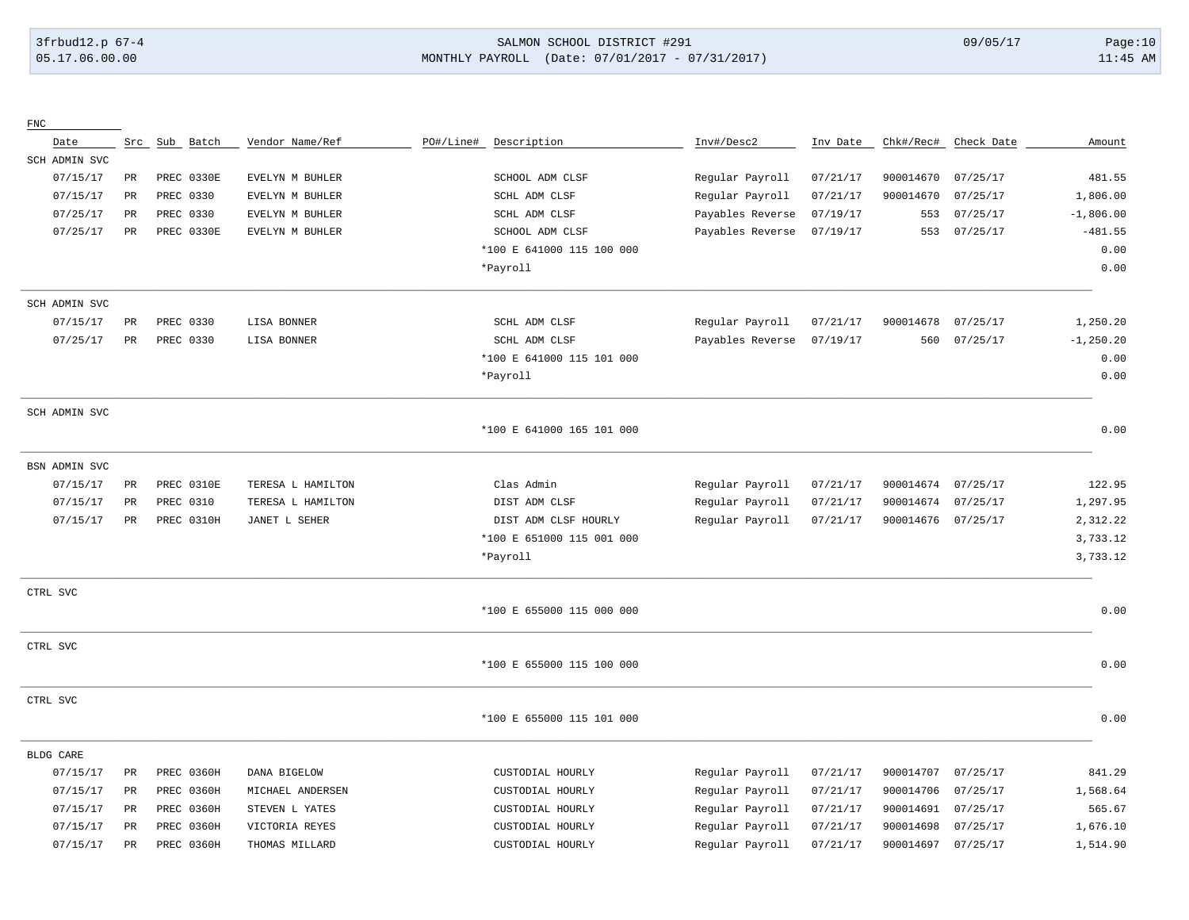FNC

| Date | Src | Sub | Batch | Vendor Name/Ref | PO#/Line# | Description | Inv#/Desc2 | Inv Date | Chk#/Rec# | Check Date | Amount |
|---|---|---|---|---|---|---|---|---|---|---|---|
| SCH ADMIN SVC | | | | | | | | | | | |
| 07/15/17 | PR | PREC | 0330E | EVELYN M BUHLER | | SCHOOL ADM CLSF | Regular Payroll | 07/21/17 | 900014670 | 07/25/17 | 481.55 |
| 07/15/17 | PR | PREC | 0330 | EVELYN M BUHLER | | SCHL ADM CLSF | Regular Payroll | 07/21/17 | 900014670 | 07/25/17 | 1,806.00 |
| 07/25/17 | PR | PREC | 0330 | EVELYN M BUHLER | | SCHL ADM CLSF | Payables Reverse | 07/19/17 | 553 | 07/25/17 | -1,806.00 |
| 07/25/17 | PR | PREC | 0330E | EVELYN M BUHLER | | SCHOOL ADM CLSF | Payables Reverse | 07/19/17 | 553 | 07/25/17 | -481.55 |
| | | | | | | *100 E 641000 115 100 000 | | | | | 0.00 |
| | | | | | | *Payroll | | | | | 0.00 |
| SCH ADMIN SVC | | | | | | | | | | | |
| 07/15/17 | PR | PREC | 0330 | LISA BONNER | | SCHL ADM CLSF | Regular Payroll | 07/21/17 | 900014678 | 07/25/17 | 1,250.20 |
| 07/25/17 | PR | PREC | 0330 | LISA BONNER | | SCHL ADM CLSF | Payables Reverse | 07/19/17 | 560 | 07/25/17 | -1,250.20 |
| | | | | | | *100 E 641000 115 101 000 | | | | | 0.00 |
| | | | | | | *Payroll | | | | | 0.00 |
| SCH ADMIN SVC | | | | | | | | | | | |
| | | | | | | *100 E 641000 165 101 000 | | | | | 0.00 |
| BSN ADMIN SVC | | | | | | | | | | | |
| 07/15/17 | PR | PREC | 0310E | TERESA L HAMILTON | | Clas Admin | Regular Payroll | 07/21/17 | 900014674 | 07/25/17 | 122.95 |
| 07/15/17 | PR | PREC | 0310 | TERESA L HAMILTON | | DIST ADM CLSF | Regular Payroll | 07/21/17 | 900014674 | 07/25/17 | 1,297.95 |
| 07/15/17 | PR | PREC | 0310H | JANET L SEHER | | DIST ADM CLSF HOURLY | Regular Payroll | 07/21/17 | 900014676 | 07/25/17 | 2,312.22 |
| | | | | | | *100 E 651000 115 001 000 | | | | | 3,733.12 |
| | | | | | | *Payroll | | | | | 3,733.12 |
| CTRL SVC | | | | | | | | | | | |
| | | | | | | *100 E 655000 115 000 000 | | | | | 0.00 |
| CTRL SVC | | | | | | | | | | | |
| | | | | | | *100 E 655000 115 100 000 | | | | | 0.00 |
| CTRL SVC | | | | | | | | | | | |
| | | | | | | *100 E 655000 115 101 000 | | | | | 0.00 |
| BLDG CARE | | | | | | | | | | | |
| 07/15/17 | PR | PREC | 0360H | DANA BIGELOW | | CUSTODIAL HOURLY | Regular Payroll | 07/21/17 | 900014707 | 07/25/17 | 841.29 |
| 07/15/17 | PR | PREC | 0360H | MICHAEL ANDERSEN | | CUSTODIAL HOURLY | Regular Payroll | 07/21/17 | 900014706 | 07/25/17 | 1,568.64 |
| 07/15/17 | PR | PREC | 0360H | STEVEN L YATES | | CUSTODIAL HOURLY | Regular Payroll | 07/21/17 | 900014691 | 07/25/17 | 565.67 |
| 07/15/17 | PR | PREC | 0360H | VICTORIA REYES | | CUSTODIAL HOURLY | Regular Payroll | 07/21/17 | 900014698 | 07/25/17 | 1,676.10 |
| 07/15/17 | PR | PREC | 0360H | THOMAS MILLARD | | CUSTODIAL HOURLY | Regular Payroll | 07/21/17 | 900014697 | 07/25/17 | 1,514.90 |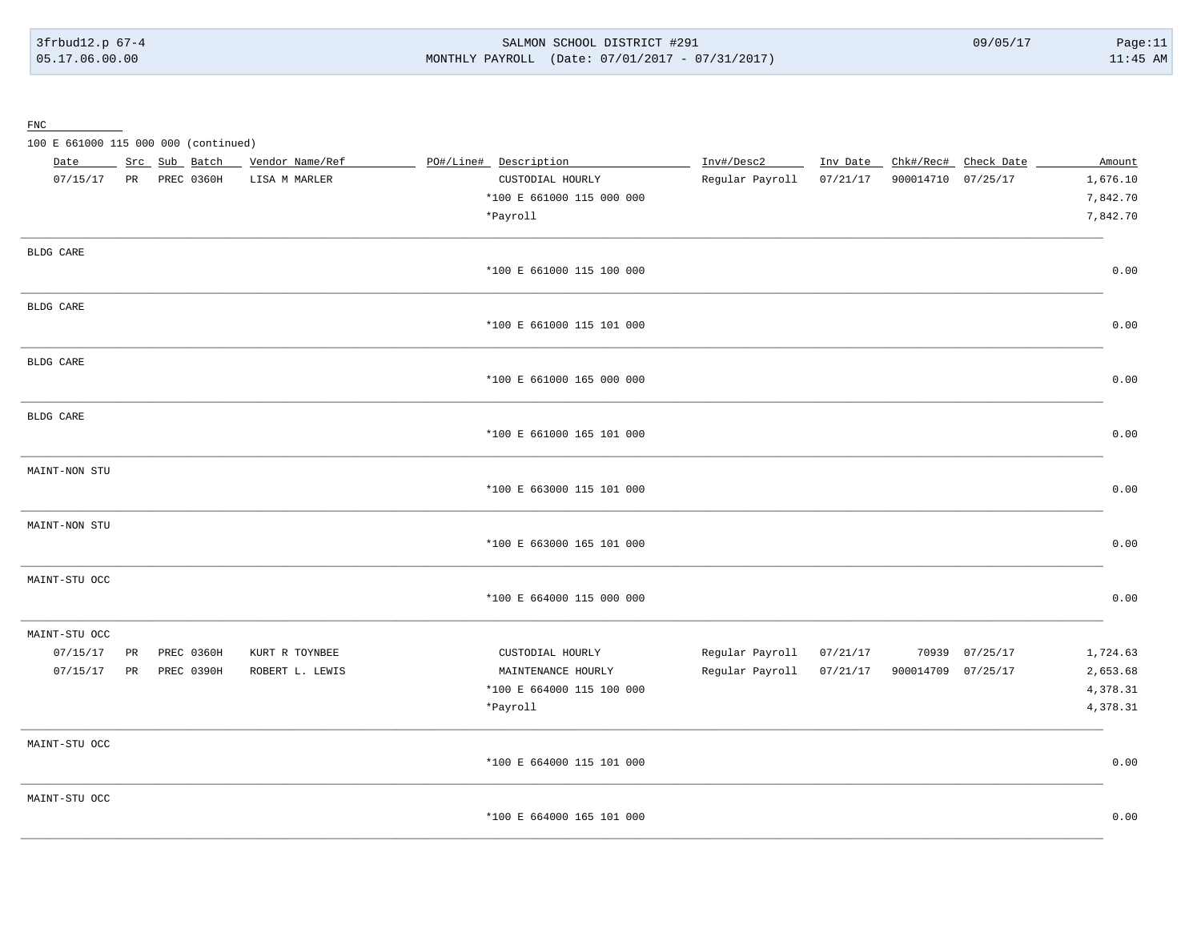FNC

100 E 661000 115 000 000 (continued)

| Date | Src | Sub | Batch | Vendor Name/Ref | PO#/Line# | Description | Inv#/Desc2 | Inv Date | Chk#/Rec# | Check Date | Amount |
|---|---|---|---|---|---|---|---|---|---|---|---|
| 07/15/17 | PR | PREC | 0360H | LISA M MARLER | | CUSTODIAL HOURLY | Regular Payroll | 07/21/17 | 900014710 | 07/25/17 | 1,676.10 |
| | | | | | | *100 E 661000 115 000 000 | | | | | 7,842.70 |
| | | | | | | *Payroll | | | | | 7,842.70 |

BLDG CARE

| | |
|---|---|
| *100 E 661000 115 100 000 | 0.00 |

BLDG CARE

| | |
|---|---|
| *100 E 661000 115 101 000 | 0.00 |

BLDG CARE

| | |
|---|---|
| *100 E 661000 165 000 000 | 0.00 |

BLDG CARE

| | |
|---|---|
| *100 E 661000 165 101 000 | 0.00 |

MAINT-NON STU

| | |
|---|---|
| *100 E 663000 115 101 000 | 0.00 |

MAINT-NON STU

| | |
|---|---|
| *100 E 663000 165 101 000 | 0.00 |

MAINT-STU OCC

| | |
|---|---|
| *100 E 664000 115 000 000 | 0.00 |

MAINT-STU OCC

| Date | Src | Sub | Batch | Vendor Name/Ref | PO#/Line# | Description | Inv#/Desc2 | Inv Date | Chk#/Rec# | Check Date | Amount |
|---|---|---|---|---|---|---|---|---|---|---|---|
| 07/15/17 | PR | PREC | 0360H | KURT R TOYNBEE | | CUSTODIAL HOURLY | Regular Payroll | 07/21/17 | 70939 | 07/25/17 | 1,724.63 |
| 07/15/17 | PR | PREC | 0390H | ROBERT L. LEWIS | | MAINTENANCE HOURLY | Regular Payroll | 07/21/17 | 900014709 | 07/25/17 | 2,653.68 |
| | | | | | | *100 E 664000 115 100 000 | | | | | 4,378.31 |
| | | | | | | *Payroll | | | | | 4,378.31 |

MAINT-STU OCC

| | |
|---|---|
| *100 E 664000 115 101 000 | 0.00 |

MAINT-STU OCC

| | |
|---|---|
| *100 E 664000 165 101 000 | 0.00 |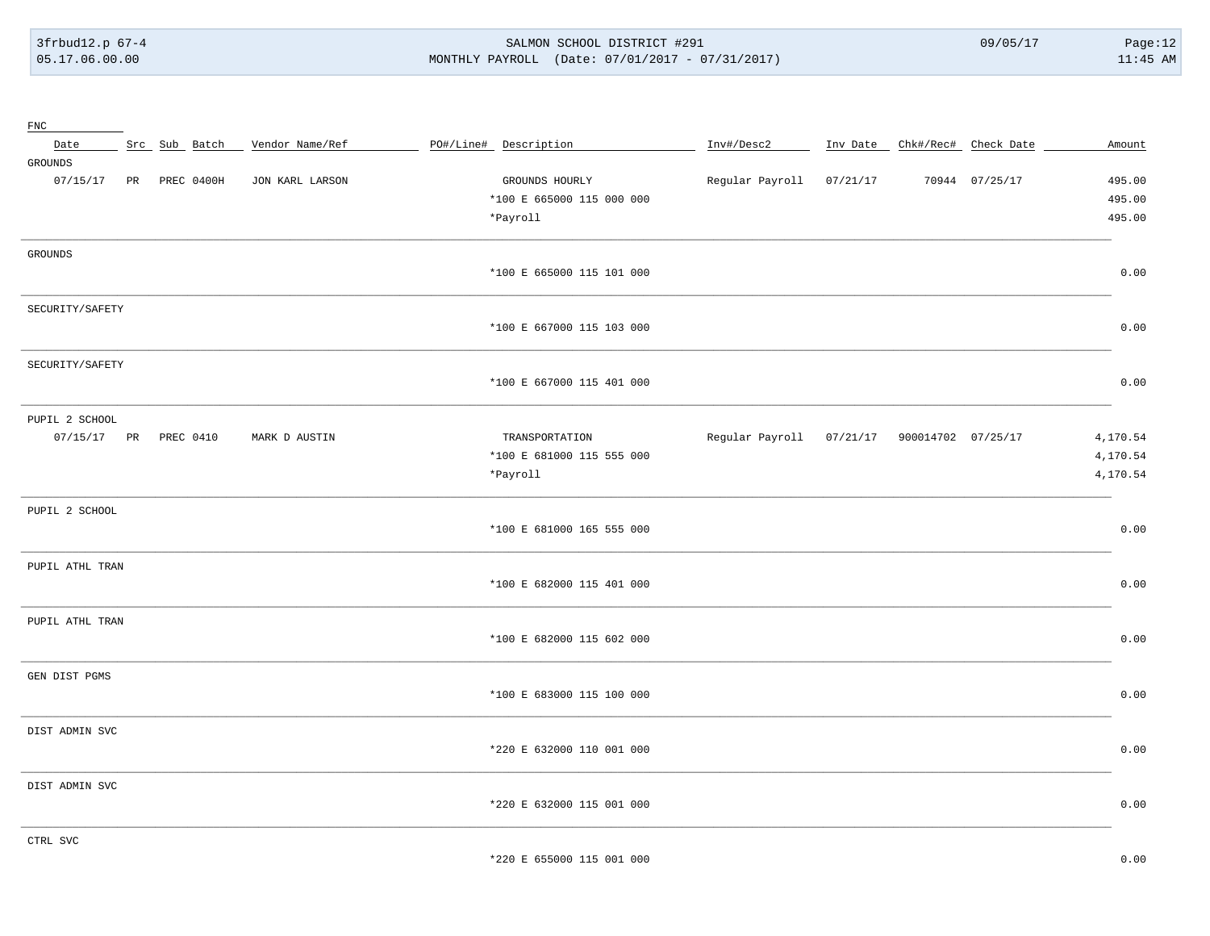| FNC | | | | | | | | | | | |
|---|---|---|---|---|---|---|---|---|---|---|---|
| Date | Src | Sub | Batch | Vendor Name/Ref | PO#/Line# | Description | Inv#/Desc2 | Inv Date | Chk#/Rec# | Check Date | Amount |
| GROUNDS | | | | | | | | | | | |
| 07/15/17 | PR | PREC | 0400H | JON KARL LARSON | | GROUNDS HOURLY | Regular Payroll | 07/21/17 | 70944 | 07/25/17 | 495.00 |
| | | | | | | *100 E 665000 115 000 000 | | | | | 495.00 |
| | | | | | | *Payroll | | | | | 495.00 |
| GROUNDS | | | | | | | | | | | |
| | | | | | | *100 E 665000 115 101 000 | | | | | 0.00 |
| SECURITY/SAFETY | | | | | | | | | | | |
| | | | | | | *100 E 667000 115 103 000 | | | | | 0.00 |
| SECURITY/SAFETY | | | | | | | | | | | |
| | | | | | | *100 E 667000 115 401 000 | | | | | 0.00 |
| PUPIL 2 SCHOOL | | | | | | | | | | | |
| 07/15/17 | PR | PREC | 0410 | MARK D AUSTIN | | TRANSPORTATION | Regular Payroll | 07/21/17 | 900014702 | 07/25/17 | 4,170.54 |
| | | | | | | *100 E 681000 115 555 000 | | | | | 4,170.54 |
| | | | | | | *Payroll | | | | | 4,170.54 |
| PUPIL 2 SCHOOL | | | | | | | | | | | |
| | | | | | | *100 E 681000 165 555 000 | | | | | 0.00 |
| PUPIL ATHL TRAN | | | | | | | | | | | |
| | | | | | | *100 E 682000 115 401 000 | | | | | 0.00 |
| PUPIL ATHL TRAN | | | | | | | | | | | |
| | | | | | | *100 E 682000 115 602 000 | | | | | 0.00 |
| GEN DIST PGMS | | | | | | | | | | | |
| | | | | | | *100 E 683000 115 100 000 | | | | | 0.00 |
| DIST ADMIN SVC | | | | | | | | | | | |
| | | | | | | *220 E 632000 110 001 000 | | | | | 0.00 |
| DIST ADMIN SVC | | | | | | | | | | | |
| | | | | | | *220 E 632000 115 001 000 | | | | | 0.00 |
| CTRL SVC | | | | | | | | | | | |
| | | | | | | *220 E 655000 115 001 000 | | | | | 0.00 |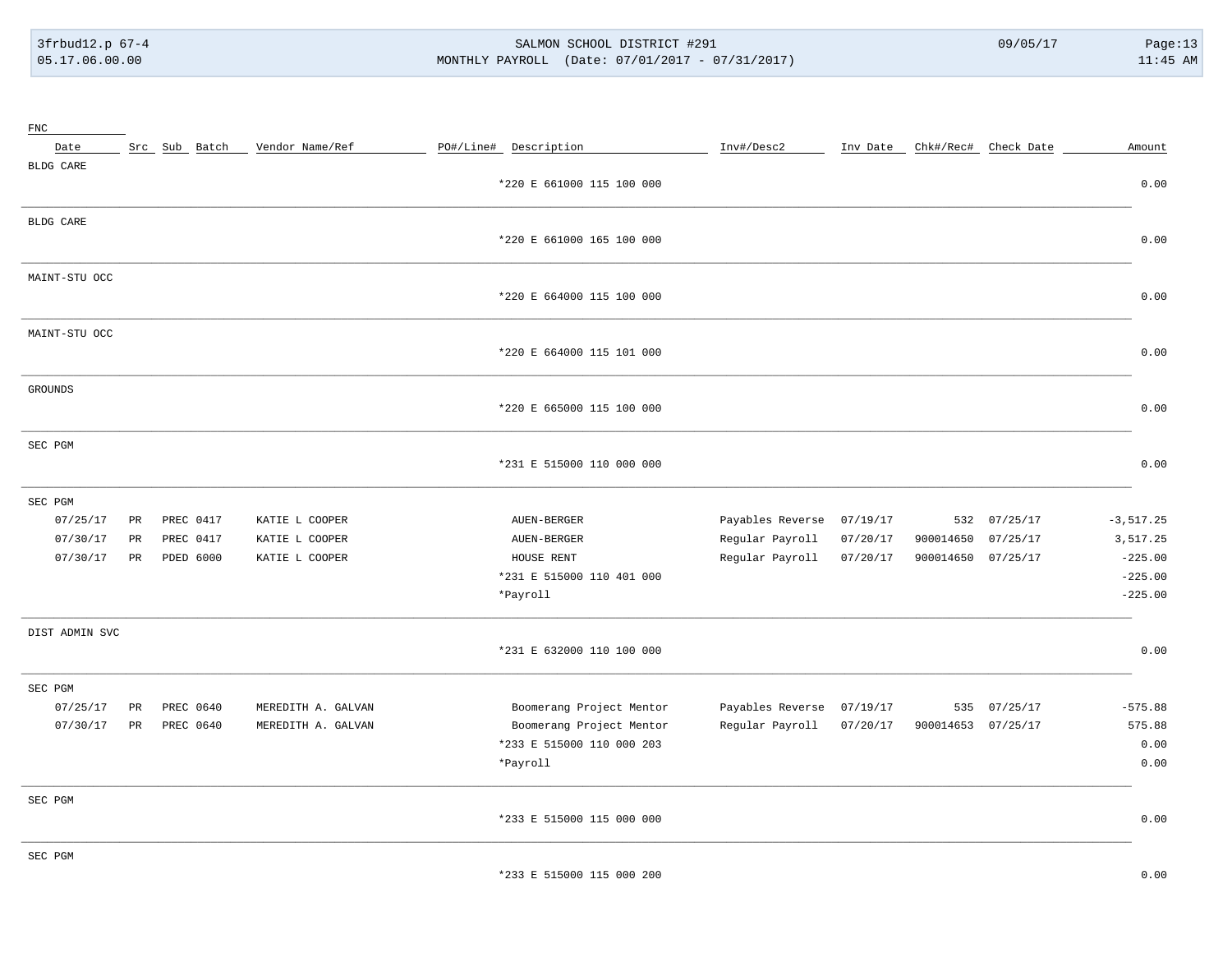| FNC | | | | | | | | | | | |
|---|---|---|---|---|---|---|---|---|---|---|---|
| Date | Src | Sub | Batch | Vendor Name/Ref | PO#/Line# | Description | Inv#/Desc2 | Inv Date | Chk#/Rec# | Check Date | Amount |
| BLDG CARE | | | | | | | | | | | |
| | | | | | | *220 E 661000 115 100 000 | | | | | 0.00 |
| BLDG CARE | | | | | | | | | | | |
| | | | | | | *220 E 661000 165 100 000 | | | | | 0.00 |
| MAINT-STU OCC | | | | | | | | | | | |
| | | | | | | *220 E 664000 115 100 000 | | | | | 0.00 |
| MAINT-STU OCC | | | | | | | | | | | |
| | | | | | | *220 E 664000 115 101 000 | | | | | 0.00 |
| GROUNDS | | | | | | | | | | | |
| | | | | | | *220 E 665000 115 100 000 | | | | | 0.00 |
| SEC PGM | | | | | | | | | | | |
| | | | | | | *231 E 515000 110 000 000 | | | | | 0.00 |
| SEC PGM | | | | | | | | | | | |
| 07/25/17 | PR | PREC | 0417 | KATIE L COOPER | | AUEN-BERGER | Payables Reverse | 07/19/17 | 532 | 07/25/17 | -3,517.25 |
| 07/30/17 | PR | PREC | 0417 | KATIE L COOPER | | AUEN-BERGER | Regular Payroll | 07/20/17 | 900014650 | 07/25/17 | 3,517.25 |
| 07/30/17 | PR | PDED | 6000 | KATIE L COOPER | | HOUSE RENT | Regular Payroll | 07/20/17 | 900014650 | 07/25/17 | -225.00 |
| | | | | | | *231 E 515000 110 401 000 | | | | | -225.00 |
| | | | | | | *Payroll | | | | | -225.00 |
| DIST ADMIN SVC | | | | | | | | | | | |
| | | | | | | *231 E 632000 110 100 000 | | | | | 0.00 |
| SEC PGM | | | | | | | | | | | |
| 07/25/17 | PR | PREC | 0640 | MEREDITH A. GALVAN | | Boomerang Project Mentor | Payables Reverse | 07/19/17 | 535 | 07/25/17 | -575.88 |
| 07/30/17 | PR | PREC | 0640 | MEREDITH A. GALVAN | | Boomerang Project Mentor | Regular Payroll | 07/20/17 | 900014653 | 07/25/17 | 575.88 |
| | | | | | | *233 E 515000 110 000 203 | | | | | 0.00 |
| | | | | | | *Payroll | | | | | 0.00 |
| SEC PGM | | | | | | | | | | | |
| | | | | | | *233 E 515000 115 000 000 | | | | | 0.00 |
| SEC PGM | | | | | | | | | | | |
| | | | | | | *233 E 515000 115 000 200 | | | | | 0.00 |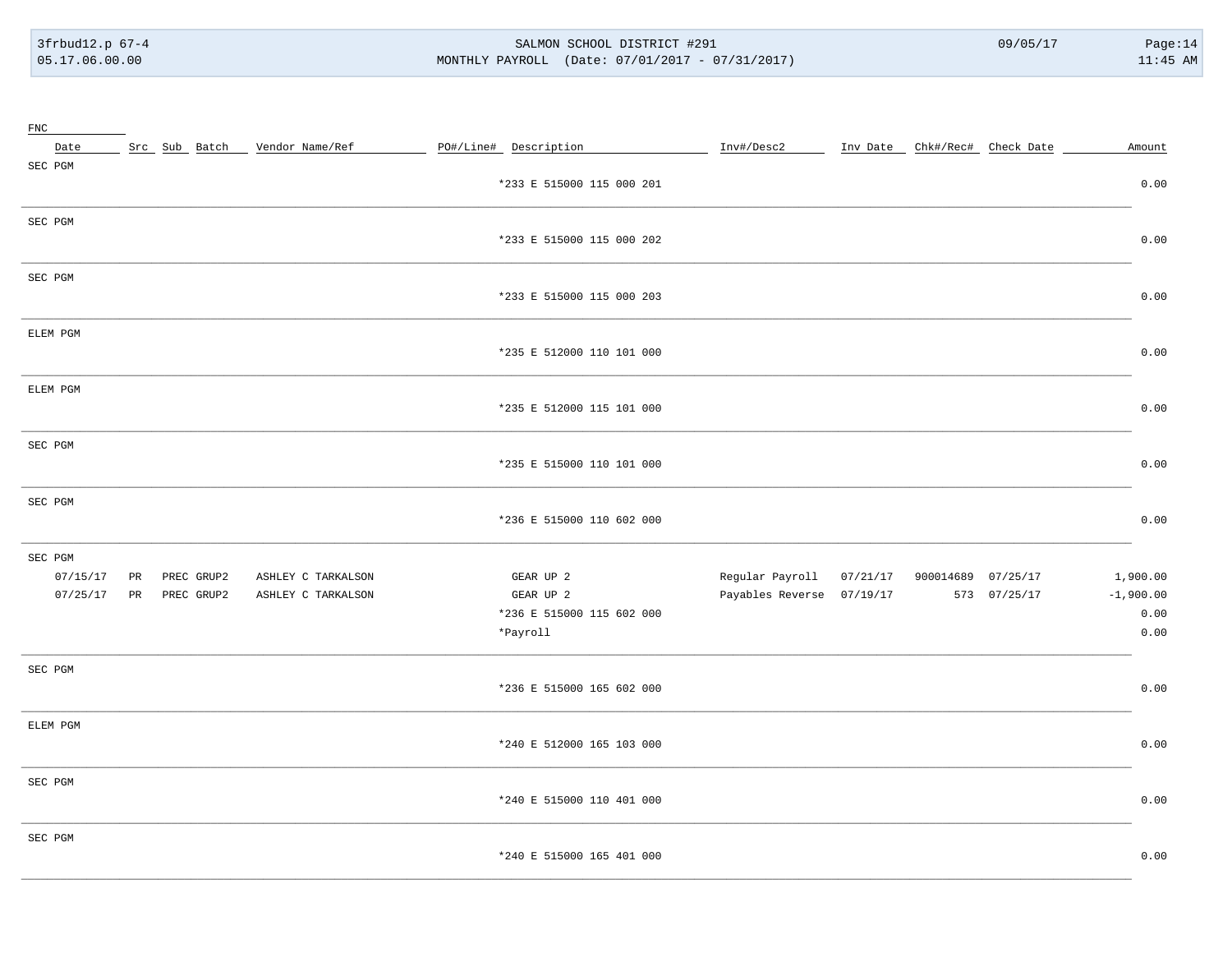| FNC | | | | | | | | | | | |
|---|---|---|---|---|---|---|---|---|---|---|---|
| Date | Src | Sub | Batch | Vendor Name/Ref | PO#/Line# | Description | Inv#/Desc2 | Inv Date | Chk#/Rec# | Check Date | Amount |
| SEC PGM | | | | | | | | | | | |
| | | | | | | *233 E 515000 115 000 201 | | | | | 0.00 |
| SEC PGM | | | | | | | | | | | |
| | | | | | | *233 E 515000 115 000 202 | | | | | 0.00 |
| SEC PGM | | | | | | | | | | | |
| | | | | | | *233 E 515000 115 000 203 | | | | | 0.00 |
| ELEM PGM | | | | | | | | | | | |
| | | | | | | *235 E 512000 110 101 000 | | | | | 0.00 |
| ELEM PGM | | | | | | | | | | | |
| | | | | | | *235 E 512000 115 101 000 | | | | | 0.00 |
| SEC PGM | | | | | | | | | | | |
| | | | | | | *235 E 515000 110 101 000 | | | | | 0.00 |
| SEC PGM | | | | | | | | | | | |
| | | | | | | *236 E 515000 110 602 000 | | | | | 0.00 |
| SEC PGM | | | | | | | | | | | |
| 07/15/17 | PR | PREC | GRUP2 | ASHLEY C TARKALSON | | GEAR UP 2 | Regular Payroll | 07/21/17 | 900014689 | 07/25/17 | 1,900.00 |
| 07/25/17 | PR | PREC | GRUP2 | ASHLEY C TARKALSON | | GEAR UP 2 | Payables Reverse | 07/19/17 | 573 | 07/25/17 | -1,900.00 |
| | | | | | | *236 E 515000 115 602 000 | | | | | 0.00 |
| | | | | | | *Payroll | | | | | 0.00 |
| SEC PGM | | | | | | | | | | | |
| | | | | | | *236 E 515000 165 602 000 | | | | | 0.00 |
| ELEM PGM | | | | | | | | | | | |
| | | | | | | *240 E 512000 165 103 000 | | | | | 0.00 |
| SEC PGM | | | | | | | | | | | |
| | | | | | | *240 E 515000 110 401 000 | | | | | 0.00 |
| SEC PGM | | | | | | | | | | | |
| | | | | | | *240 E 515000 165 401 000 | | | | | 0.00 |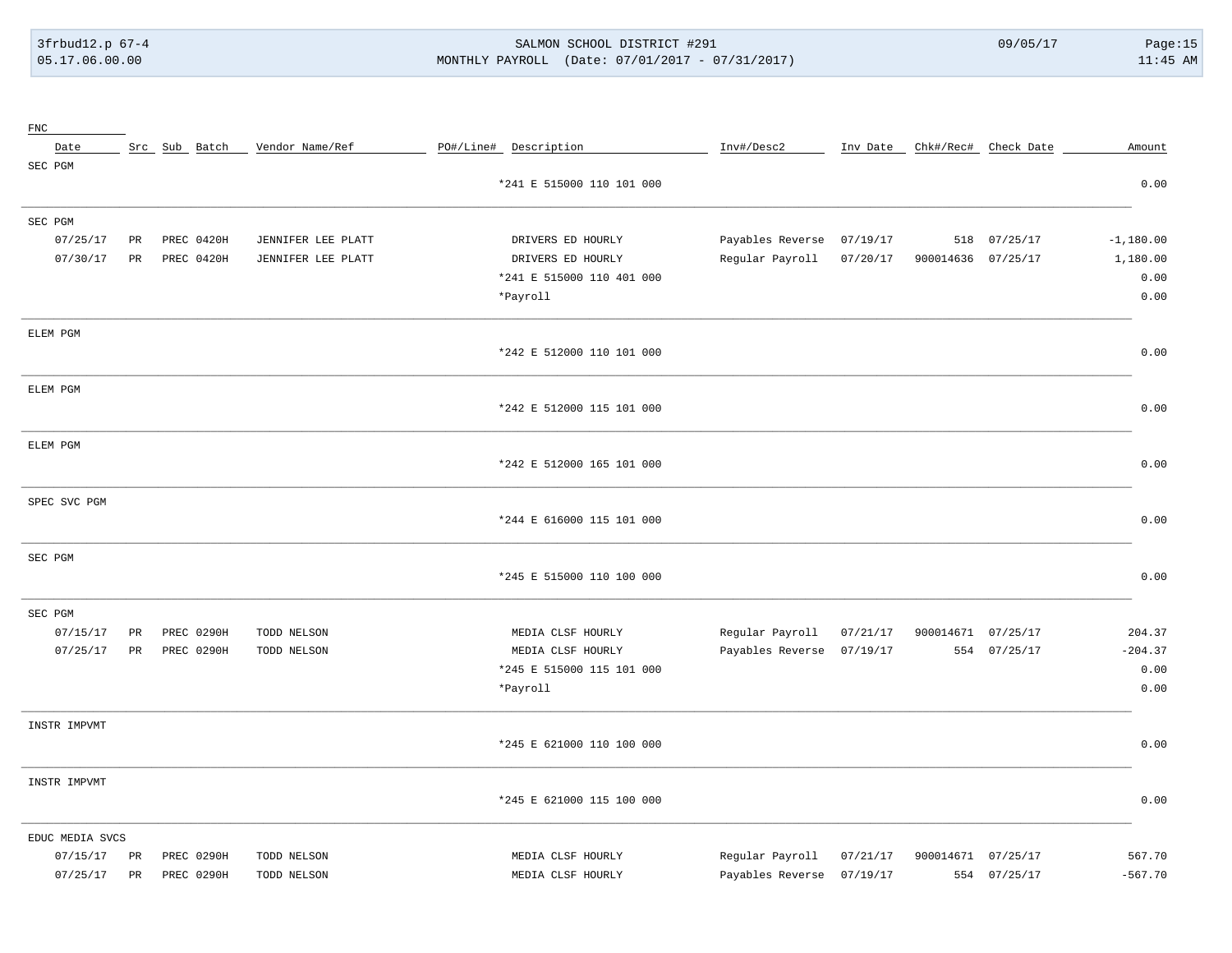| FNC | | | | | | | | | | | |
|---|---|---|---|---|---|---|---|---|---|---|---|
| Date | Src | Sub | Batch | Vendor Name/Ref | PO#/Line# | Description | Inv#/Desc2 | Inv Date | Chk#/Rec# | Check Date | Amount |
| SEC PGM | | | | | | | | | | | |
| | | | | | | *241 E 515000 110 101 000 | | | | | 0.00 |
| SEC PGM | | | | | | | | | | | |
| 07/25/17 | PR | PREC | 0420H | JENNIFER LEE PLATT | | DRIVERS ED HOURLY | Payables Reverse | 07/19/17 | 518 | 07/25/17 | -1,180.00 |
| 07/30/17 | PR | PREC | 0420H | JENNIFER LEE PLATT | | DRIVERS ED HOURLY | Regular Payroll | 07/20/17 | 900014636 | 07/25/17 | 1,180.00 |
| | | | | | | *241 E 515000 110 401 000 | | | | | 0.00 |
| | | | | | | *Payroll | | | | | 0.00 |
| ELEM PGM | | | | | | | | | | | |
| | | | | | | *242 E 512000 110 101 000 | | | | | 0.00 |
| ELEM PGM | | | | | | | | | | | |
| | | | | | | *242 E 512000 115 101 000 | | | | | 0.00 |
| ELEM PGM | | | | | | | | | | | |
| | | | | | | *242 E 512000 165 101 000 | | | | | 0.00 |
| SPEC SVC PGM | | | | | | | | | | | |
| | | | | | | *244 E 616000 115 101 000 | | | | | 0.00 |
| SEC PGM | | | | | | | | | | | |
| | | | | | | *245 E 515000 110 100 000 | | | | | 0.00 |
| SEC PGM | | | | | | | | | | | |
| 07/15/17 | PR | PREC | 0290H | TODD NELSON | | MEDIA CLSF HOURLY | Regular Payroll | 07/21/17 | 900014671 | 07/25/17 | 204.37 |
| 07/25/17 | PR | PREC | 0290H | TODD NELSON | | MEDIA CLSF HOURLY | Payables Reverse | 07/19/17 | 554 | 07/25/17 | -204.37 |
| | | | | | | *245 E 515000 115 101 000 | | | | | 0.00 |
| | | | | | | *Payroll | | | | | 0.00 |
| INSTR IMPVMT | | | | | | | | | | | |
| | | | | | | *245 E 621000 110 100 000 | | | | | 0.00 |
| INSTR IMPVMT | | | | | | | | | | | |
| | | | | | | *245 E 621000 115 100 000 | | | | | 0.00 |
| EDUC MEDIA SVCS | | | | | | | | | | | |
| 07/15/17 | PR | PREC | 0290H | TODD NELSON | | MEDIA CLSF HOURLY | Regular Payroll | 07/21/17 | 900014671 | 07/25/17 | 567.70 |
| 07/25/17 | PR | PREC | 0290H | TODD NELSON | | MEDIA CLSF HOURLY | Payables Reverse | 07/19/17 | 554 | 07/25/17 | -567.70 |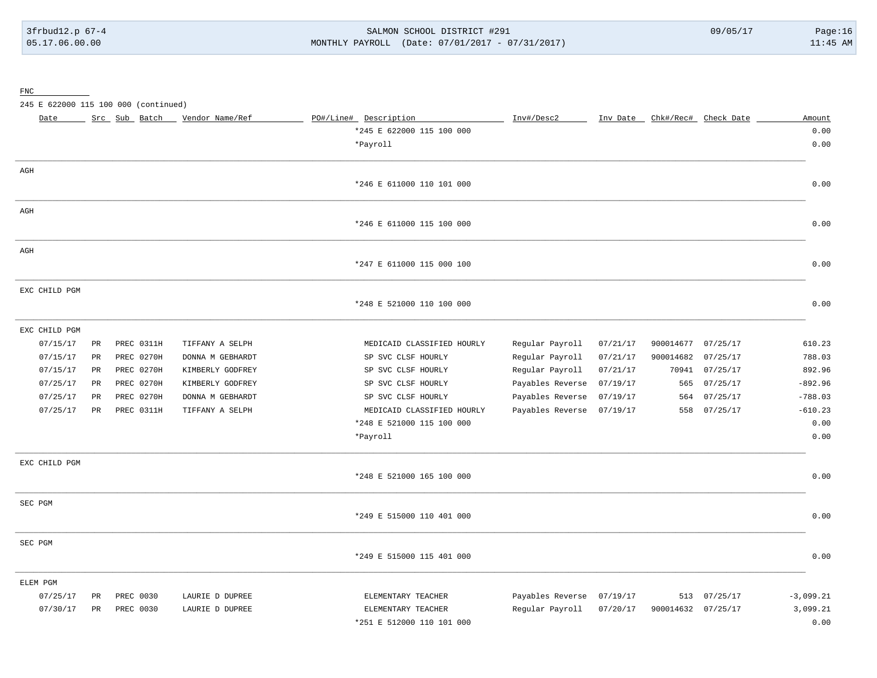FNC

245 E 622000 115 100 000 (continued)

| Date | Src | Sub | Batch | Vendor Name/Ref | PO#/Line# | Description | Inv#/Desc2 | Inv Date | Chk#/Rec# | Check Date | Amount |
|---|---|---|---|---|---|---|---|---|---|---|---|
| | | | | | | *245 E 622000 115 100 000 | | | | | 0.00 |
| | | | | | | *Payroll | | | | | 0.00 |
| AGH | | | | | | | | | | | |
| | | | | | | *246 E 611000 110 101 000 | | | | | 0.00 |
| AGH | | | | | | | | | | | |
| | | | | | | *246 E 611000 115 100 000 | | | | | 0.00 |
| AGH | | | | | | | | | | | |
| | | | | | | *247 E 611000 115 000 100 | | | | | 0.00 |
| EXC CHILD PGM | | | | | | | | | | | |
| | | | | | | *248 E 521000 110 100 000 | | | | | 0.00 |
| EXC CHILD PGM | | | | | | | | | | | |
| 07/15/17 | PR | PREC | 0311H | TIFFANY A SELPH | | MEDICAID CLASSIFIED HOURLY | Regular Payroll | 07/21/17 | 900014677 | 07/25/17 | 610.23 |
| 07/15/17 | PR | PREC | 0270H | DONNA M GEBHARDT | | SP SVC CLSF HOURLY | Regular Payroll | 07/21/17 | 900014682 | 07/25/17 | 788.03 |
| 07/15/17 | PR | PREC | 0270H | KIMBERLY GODFREY | | SP SVC CLSF HOURLY | Regular Payroll | 07/21/17 | 70941 | 07/25/17 | 892.96 |
| 07/25/17 | PR | PREC | 0270H | KIMBERLY GODFREY | | SP SVC CLSF HOURLY | Payables Reverse | 07/19/17 | 565 | 07/25/17 | -892.96 |
| 07/25/17 | PR | PREC | 0270H | DONNA M GEBHARDT | | SP SVC CLSF HOURLY | Payables Reverse | 07/19/17 | 564 | 07/25/17 | -788.03 |
| 07/25/17 | PR | PREC | 0311H | TIFFANY A SELPH | | MEDICAID CLASSIFIED HOURLY | Payables Reverse | 07/19/17 | 558 | 07/25/17 | -610.23 |
| | | | | | | *248 E 521000 115 100 000 | | | | | 0.00 |
| | | | | | | *Payroll | | | | | 0.00 |
| EXC CHILD PGM | | | | | | | | | | | |
| | | | | | | *248 E 521000 165 100 000 | | | | | 0.00 |
| SEC PGM | | | | | | | | | | | |
| | | | | | | *249 E 515000 110 401 000 | | | | | 0.00 |
| SEC PGM | | | | | | | | | | | |
| | | | | | | *249 E 515000 115 401 000 | | | | | 0.00 |
| ELEM PGM | | | | | | | | | | | |
| 07/25/17 | PR | PREC | 0030 | LAURIE D DUPREE | | ELEMENTARY TEACHER | Payables Reverse | 07/19/17 | 513 | 07/25/17 | -3,099.21 |
| 07/30/17 | PR | PREC | 0030 | LAURIE D DUPREE | | ELEMENTARY TEACHER | Regular Payroll | 07/20/17 | 900014632 | 07/25/17 | 3,099.21 |
| | | | | | | *251 E 512000 110 101 000 | | | | | 0.00 |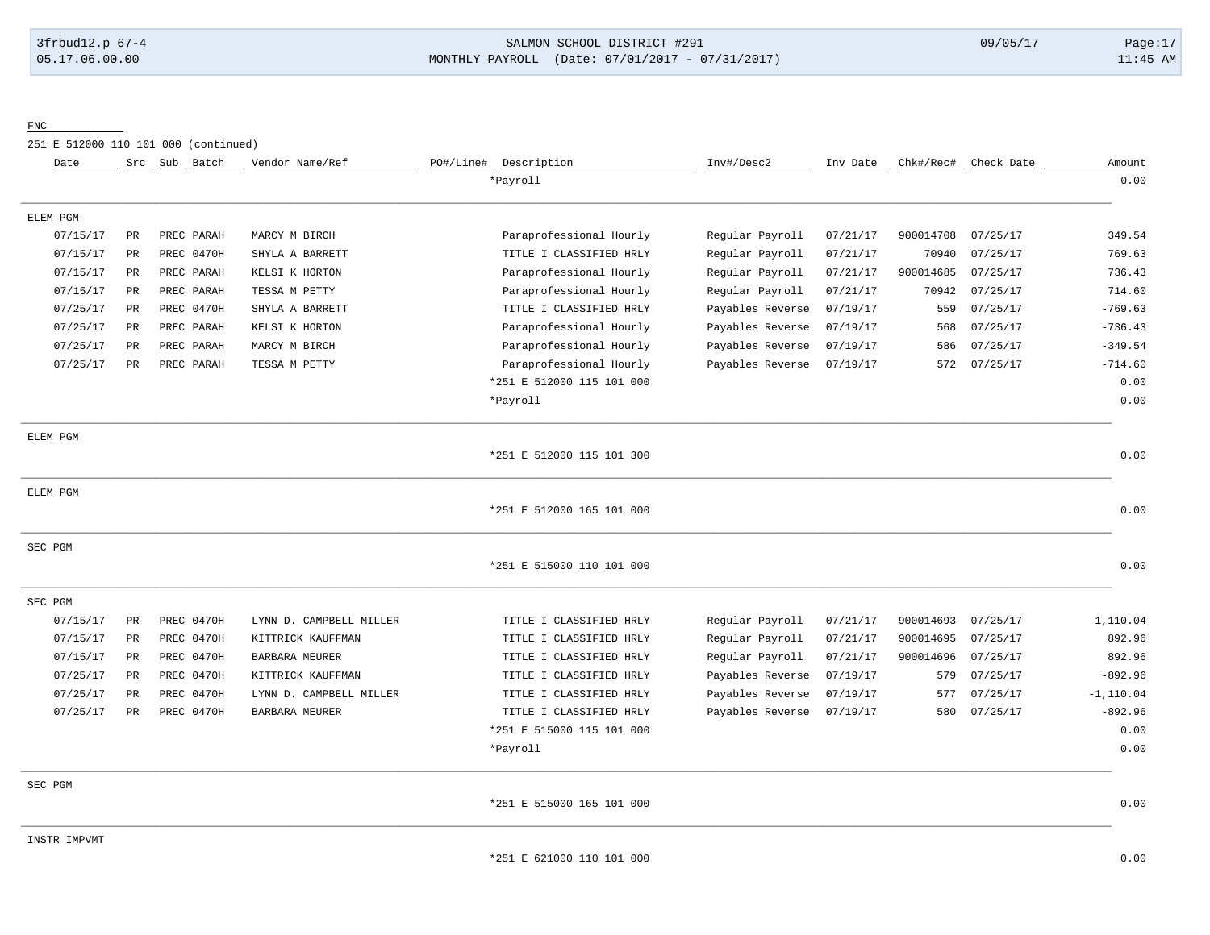FNC

251 E 512000 110 101 000 (continued)

| Date | Src | Sub | Batch | Vendor Name/Ref | PO#/Line# | Description | Inv#/Desc2 | Inv Date | Chk#/Rec# | Check Date | Amount |
|---|---|---|---|---|---|---|---|---|---|---|---|
| | | | | | | *Payroll | | | | | 0.00 |
| **ELEM PGM** | | | | | | | | | | | |
| 07/15/17 | PR | PREC | PARAH | MARCY M BIRCH | | Paraprofessional Hourly | Regular Payroll | 07/21/17 | 900014708 | 07/25/17 | 349.54 |
| 07/15/17 | PR | PREC | 0470H | SHYLA A BARRETT | | TITLE I CLASSIFIED HRLY | Regular Payroll | 07/21/17 | 70940 | 07/25/17 | 769.63 |
| 07/15/17 | PR | PREC | PARAH | KELSI K HORTON | | Paraprofessional Hourly | Regular Payroll | 07/21/17 | 900014685 | 07/25/17 | 736.43 |
| 07/15/17 | PR | PREC | PARAH | TESSA M PETTY | | Paraprofessional Hourly | Regular Payroll | 07/21/17 | 70942 | 07/25/17 | 714.60 |
| 07/25/17 | PR | PREC | 0470H | SHYLA A BARRETT | | TITLE I CLASSIFIED HRLY | Payables Reverse | 07/19/17 | 559 | 07/25/17 | -769.63 |
| 07/25/17 | PR | PREC | PARAH | KELSI K HORTON | | Paraprofessional Hourly | Payables Reverse | 07/19/17 | 568 | 07/25/17 | -736.43 |
| 07/25/17 | PR | PREC | PARAH | MARCY M BIRCH | | Paraprofessional Hourly | Payables Reverse | 07/19/17 | 586 | 07/25/17 | -349.54 |
| 07/25/17 | PR | PREC | PARAH | TESSA M PETTY | | Paraprofessional Hourly | Payables Reverse | 07/19/17 | 572 | 07/25/17 | -714.60 |
| | | | | | | *251 E 512000 115 101 000 | | | | | 0.00 |
| | | | | | | *Payroll | | | | | 0.00 |
| **ELEM PGM** | | | | | | | | | | | |
| | | | | | | *251 E 512000 115 101 300 | | | | | 0.00 |
| **ELEM PGM** | | | | | | | | | | | |
| | | | | | | *251 E 512000 165 101 000 | | | | | 0.00 |
| **SEC PGM** | | | | | | | | | | | |
| | | | | | | *251 E 515000 110 101 000 | | | | | 0.00 |
| **SEC PGM** | | | | | | | | | | | |
| 07/15/17 | PR | PREC | 0470H | LYNN D. CAMPBELL MILLER | | TITLE I CLASSIFIED HRLY | Regular Payroll | 07/21/17 | 900014693 | 07/25/17 | 1,110.04 |
| 07/15/17 | PR | PREC | 0470H | KITTRICK KAUFFMAN | | TITLE I CLASSIFIED HRLY | Regular Payroll | 07/21/17 | 900014695 | 07/25/17 | 892.96 |
| 07/15/17 | PR | PREC | 0470H | BARBARA MEURER | | TITLE I CLASSIFIED HRLY | Regular Payroll | 07/21/17 | 900014696 | 07/25/17 | 892.96 |
| 07/25/17 | PR | PREC | 0470H | KITTRICK KAUFFMAN | | TITLE I CLASSIFIED HRLY | Payables Reverse | 07/19/17 | 579 | 07/25/17 | -892.96 |
| 07/25/17 | PR | PREC | 0470H | LYNN D. CAMPBELL MILLER | | TITLE I CLASSIFIED HRLY | Payables Reverse | 07/19/17 | 577 | 07/25/17 | -1,110.04 |
| 07/25/17 | PR | PREC | 0470H | BARBARA MEURER | | TITLE I CLASSIFIED HRLY | Payables Reverse | 07/19/17 | 580 | 07/25/17 | -892.96 |
| | | | | | | *251 E 515000 115 101 000 | | | | | 0.00 |
| | | | | | | *Payroll | | | | | 0.00 |
| **SEC PGM** | | | | | | | | | | | |
| | | | | | | *251 E 515000 165 101 000 | | | | | 0.00 |
| **INSTR IMPVMT** | | | | | | | | | | | |
| | | | | | | *251 E 621000 110 101 000 | | | | | 0.00 |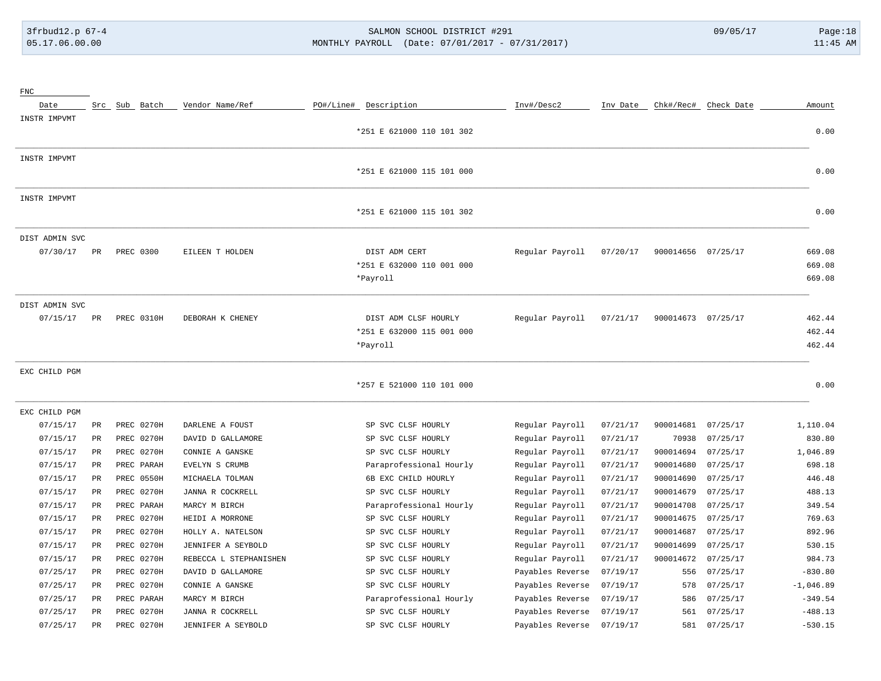| FNC | | | | | | | | | | | |
|---|---|---|---|---|---|---|---|---|---|---|---|
| Date | Src | Sub | Batch | Vendor Name/Ref | PO#/Line# | Description | Inv#/Desc2 | Inv Date | Chk#/Rec# | Check Date | Amount |
| INSTR IMPVMT | | | | | | | | | | | |
| | | | | | | *251 E 621000 110 101 302 | | | | | 0.00 |
| INSTR IMPVMT | | | | | | | | | | | |
| | | | | | | *251 E 621000 115 101 000 | | | | | 0.00 |
| INSTR IMPVMT | | | | | | | | | | | |
| | | | | | | *251 E 621000 115 101 302 | | | | | 0.00 |
| DIST ADMIN SVC | | | | | | | | | | | |
| 07/30/17 | PR | PREC | 0300 | EILEEN T HOLDEN | | DIST ADM CERT | Regular Payroll | 07/20/17 | 900014656 | 07/25/17 | 669.08 |
| | | | | | | *251 E 632000 110 001 000 | | | | | 669.08 |
| | | | | | | *Payroll | | | | | 669.08 |
| DIST ADMIN SVC | | | | | | | | | | | |
| 07/15/17 | PR | PREC | 0310H | DEBORAH K CHENEY | | DIST ADM CLSF HOURLY | Regular Payroll | 07/21/17 | 900014673 | 07/25/17 | 462.44 |
| | | | | | | *251 E 632000 115 001 000 | | | | | 462.44 |
| | | | | | | *Payroll | | | | | 462.44 |
| EXC CHILD PGM | | | | | | | | | | | |
| | | | | | | *257 E 521000 110 101 000 | | | | | 0.00 |
| EXC CHILD PGM | | | | | | | | | | | |
| 07/15/17 | PR | PREC | 0270H | DARLENE A FOUST | | SP SVC CLSF HOURLY | Regular Payroll | 07/21/17 | 900014681 | 07/25/17 | 1,110.04 |
| 07/15/17 | PR | PREC | 0270H | DAVID D GALLAMORE | | SP SVC CLSF HOURLY | Regular Payroll | 07/21/17 | 70938 | 07/25/17 | 830.80 |
| 07/15/17 | PR | PREC | 0270H | CONNIE A GANSKE | | SP SVC CLSF HOURLY | Regular Payroll | 07/21/17 | 900014694 | 07/25/17 | 1,046.89 |
| 07/15/17 | PR | PREC | PARAH | EVELYN S CRUMB | | Paraprofessional Hourly | Regular Payroll | 07/21/17 | 900014680 | 07/25/17 | 698.18 |
| 07/15/17 | PR | PREC | 0550H | MICHAELA TOLMAN | | 6B EXC CHILD HOURLY | Regular Payroll | 07/21/17 | 900014690 | 07/25/17 | 446.48 |
| 07/15/17 | PR | PREC | 0270H | JANNA R COCKRELL | | SP SVC CLSF HOURLY | Regular Payroll | 07/21/17 | 900014679 | 07/25/17 | 488.13 |
| 07/15/17 | PR | PREC | PARAH | MARCY M BIRCH | | Paraprofessional Hourly | Regular Payroll | 07/21/17 | 900014708 | 07/25/17 | 349.54 |
| 07/15/17 | PR | PREC | 0270H | HEIDI A MORRONE | | SP SVC CLSF HOURLY | Regular Payroll | 07/21/17 | 900014675 | 07/25/17 | 769.63 |
| 07/15/17 | PR | PREC | 0270H | HOLLY A. NATELSON | | SP SVC CLSF HOURLY | Regular Payroll | 07/21/17 | 900014687 | 07/25/17 | 892.96 |
| 07/15/17 | PR | PREC | 0270H | JENNIFER A SEYBOLD | | SP SVC CLSF HOURLY | Regular Payroll | 07/21/17 | 900014699 | 07/25/17 | 530.15 |
| 07/15/17 | PR | PREC | 0270H | REBECCA L STEPHANISHEN | | SP SVC CLSF HOURLY | Regular Payroll | 07/21/17 | 900014672 | 07/25/17 | 984.73 |
| 07/25/17 | PR | PREC | 0270H | DAVID D GALLAMORE | | SP SVC CLSF HOURLY | Payables Reverse | 07/19/17 | 556 | 07/25/17 | -830.80 |
| 07/25/17 | PR | PREC | 0270H | CONNIE A GANSKE | | SP SVC CLSF HOURLY | Payables Reverse | 07/19/17 | 578 | 07/25/17 | -1,046.89 |
| 07/25/17 | PR | PREC | PARAH | MARCY M BIRCH | | Paraprofessional Hourly | Payables Reverse | 07/19/17 | 586 | 07/25/17 | -349.54 |
| 07/25/17 | PR | PREC | 0270H | JANNA R COCKRELL | | SP SVC CLSF HOURLY | Payables Reverse | 07/19/17 | 561 | 07/25/17 | -488.13 |
| 07/25/17 | PR | PREC | 0270H | JENNIFER A SEYBOLD | | SP SVC CLSF HOURLY | Payables Reverse | 07/19/17 | 581 | 07/25/17 | -530.15 |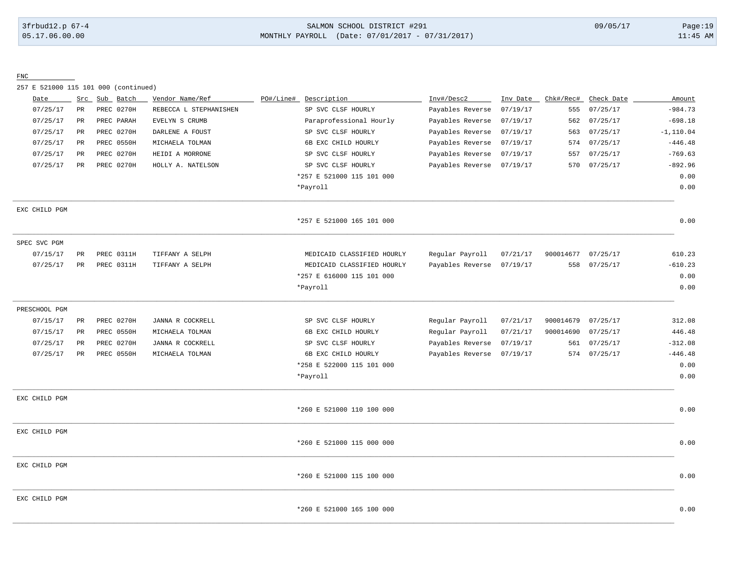FNC

257 E 521000 115 101 000 (continued)

| Date | Src | Sub Batch | Vendor Name/Ref | PO#/Line# | Description | Inv#/Desc2 | Inv Date | Chk#/Rec# | Check Date | Amount |
|---|---|---|---|---|---|---|---|---|---|---|
| 07/25/17 | PR | PREC 0270H | REBECCA L STEPHANISHEN | | SP SVC CLSF HOURLY | Payables Reverse | 07/19/17 | 555 | 07/25/17 | -984.73 |
| 07/25/17 | PR | PREC PARAH | EVELYN S CRUMB | | Paraprofessional Hourly | Payables Reverse | 07/19/17 | 562 | 07/25/17 | -698.18 |
| 07/25/17 | PR | PREC 0270H | DARLENE A FOUST | | SP SVC CLSF HOURLY | Payables Reverse | 07/19/17 | 563 | 07/25/17 | -1,110.04 |
| 07/25/17 | PR | PREC 0550H | MICHAELA TOLMAN | | 6B EXC CHILD HOURLY | Payables Reverse | 07/19/17 | 574 | 07/25/17 | -446.48 |
| 07/25/17 | PR | PREC 0270H | HEIDI A MORRONE | | SP SVC CLSF HOURLY | Payables Reverse | 07/19/17 | 557 | 07/25/17 | -769.63 |
| 07/25/17 | PR | PREC 0270H | HOLLY A. NATELSON | | SP SVC CLSF HOURLY | Payables Reverse | 07/19/17 | 570 | 07/25/17 | -892.96 |
| | | | | | *257 E 521000 115 101 000 | | | | | 0.00 |
| | | | | | *Payroll | | | | | 0.00 |

EXC CHILD PGM

| | | | | | *257 E 521000 165 101 000 | | | | | 0.00 |
|---|---|---|---|---|---|---|---|---|---|---|

SPEC SVC PGM

| Date | Src | Sub Batch | Vendor Name/Ref | PO#/Line# | Description | Inv#/Desc2 | Inv Date | Chk#/Rec# | Check Date | Amount |
|---|---|---|---|---|---|---|---|---|---|---|
| 07/15/17 | PR | PREC 0311H | TIFFANY A SELPH | | MEDICAID CLASSIFIED HOURLY | Regular Payroll | 07/21/17 | 900014677 | 07/25/17 | 610.23 |
| 07/25/17 | PR | PREC 0311H | TIFFANY A SELPH | | MEDICAID CLASSIFIED HOURLY | Payables Reverse | 07/19/17 | 558 | 07/25/17 | -610.23 |
| | | | | | *257 E 616000 115 101 000 | | | | | 0.00 |
| | | | | | *Payroll | | | | | 0.00 |

PRESCHOOL PGM

| Date | Src | Sub Batch | Vendor Name/Ref | PO#/Line# | Description | Inv#/Desc2 | Inv Date | Chk#/Rec# | Check Date | Amount |
|---|---|---|---|---|---|---|---|---|---|---|
| 07/15/17 | PR | PREC 0270H | JANNA R COCKRELL | | SP SVC CLSF HOURLY | Regular Payroll | 07/21/17 | 900014679 | 07/25/17 | 312.08 |
| 07/15/17 | PR | PREC 0550H | MICHAELA TOLMAN | | 6B EXC CHILD HOURLY | Regular Payroll | 07/21/17 | 900014690 | 07/25/17 | 446.48 |
| 07/25/17 | PR | PREC 0270H | JANNA R COCKRELL | | SP SVC CLSF HOURLY | Payables Reverse | 07/19/17 | 561 | 07/25/17 | -312.08 |
| 07/25/17 | PR | PREC 0550H | MICHAELA TOLMAN | | 6B EXC CHILD HOURLY | Payables Reverse | 07/19/17 | 574 | 07/25/17 | -446.48 |
| | | | | | *258 E 522000 115 101 000 | | | | | 0.00 |
| | | | | | *Payroll | | | | | 0.00 |

EXC CHILD PGM

| | | | | | *260 E 521000 110 100 000 | | | | | 0.00 |
|---|---|---|---|---|---|---|---|---|---|---|

EXC CHILD PGM

| | | | | | *260 E 521000 115 000 000 | | | | | 0.00 |
|---|---|---|---|---|---|---|---|---|---|---|

EXC CHILD PGM

| | | | | | *260 E 521000 115 100 000 | | | | | 0.00 |
|---|---|---|---|---|---|---|---|---|---|---|

EXC CHILD PGM

| | | | | | *260 E 521000 165 100 000 | | | | | 0.00 |
|---|---|---|---|---|---|---|---|---|---|---|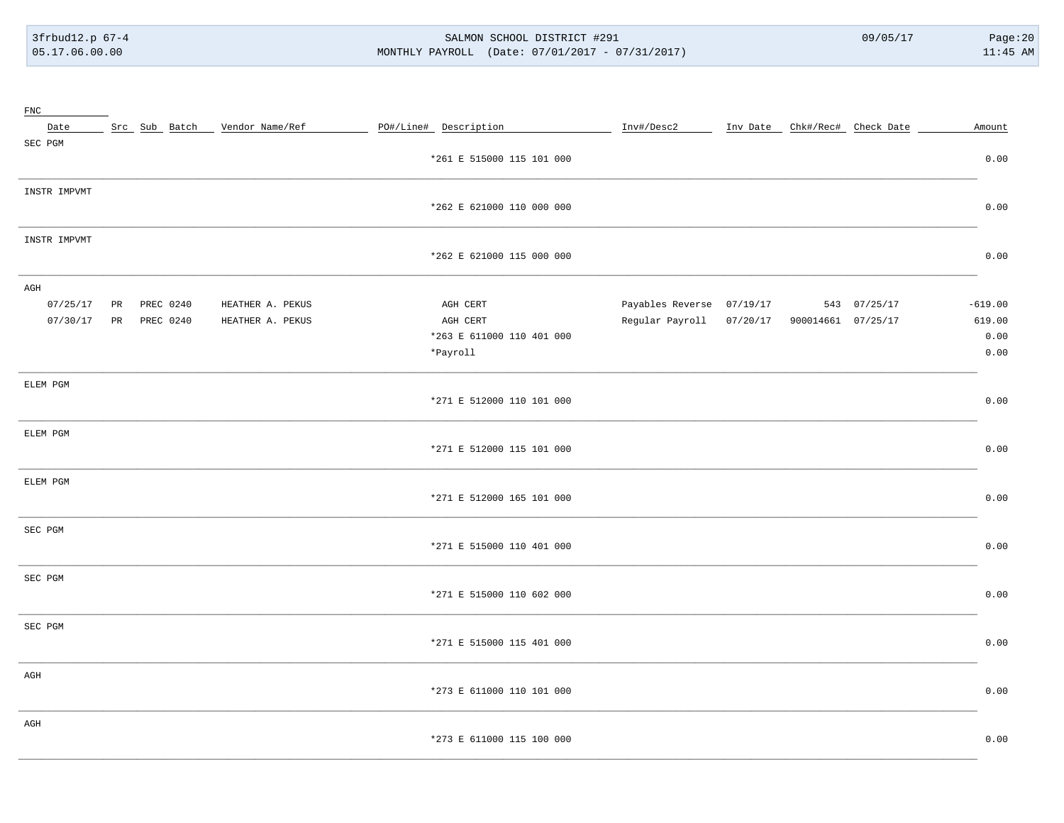| FNC Date | Src | Sub | Batch | Vendor Name/Ref | PO#/Line# | Description | Inv#/Desc2 | Inv Date | Chk#/Rec# | Check Date | Amount |
|---|---|---|---|---|---|---|---|---|---|---|---|
| SEC PGM | | | | | | | | | | | |
| | | | | | | *261 E 515000 115 101 000 | | | | | 0.00 |
| INSTR IMPVMT | | | | | | | | | | | |
| | | | | | | *262 E 621000 110 000 000 | | | | | 0.00 |
| INSTR IMPVMT | | | | | | | | | | | |
| | | | | | | *262 E 621000 115 000 000 | | | | | 0.00 |
| AGH | | | | | | | | | | | |
| 07/25/17 | PR | PREC | 0240 | HEATHER A. PEKUS | | AGH CERT | Payables Reverse | 07/19/17 | 543 | 07/25/17 | -619.00 |
| 07/30/17 | PR | PREC | 0240 | HEATHER A. PEKUS | | AGH CERT | Regular Payroll | 07/20/17 | 900014661 | 07/25/17 | 619.00 |
| | | | | | | *263 E 611000 110 401 000 | | | | | 0.00 |
| | | | | | | *Payroll | | | | | 0.00 |
| ELEM PGM | | | | | | | | | | | |
| | | | | | | *271 E 512000 110 101 000 | | | | | 0.00 |
| ELEM PGM | | | | | | | | | | | |
| | | | | | | *271 E 512000 115 101 000 | | | | | 0.00 |
| ELEM PGM | | | | | | | | | | | |
| | | | | | | *271 E 512000 165 101 000 | | | | | 0.00 |
| SEC PGM | | | | | | | | | | | |
| | | | | | | *271 E 515000 110 401 000 | | | | | 0.00 |
| SEC PGM | | | | | | | | | | | |
| | | | | | | *271 E 515000 110 602 000 | | | | | 0.00 |
| SEC PGM | | | | | | | | | | | |
| | | | | | | *271 E 515000 115 401 000 | | | | | 0.00 |
| AGH | | | | | | | | | | | |
| | | | | | | *273 E 611000 110 101 000 | | | | | 0.00 |
| AGH | | | | | | | | | | | |
| | | | | | | *273 E 611000 115 100 000 | | | | | 0.00 |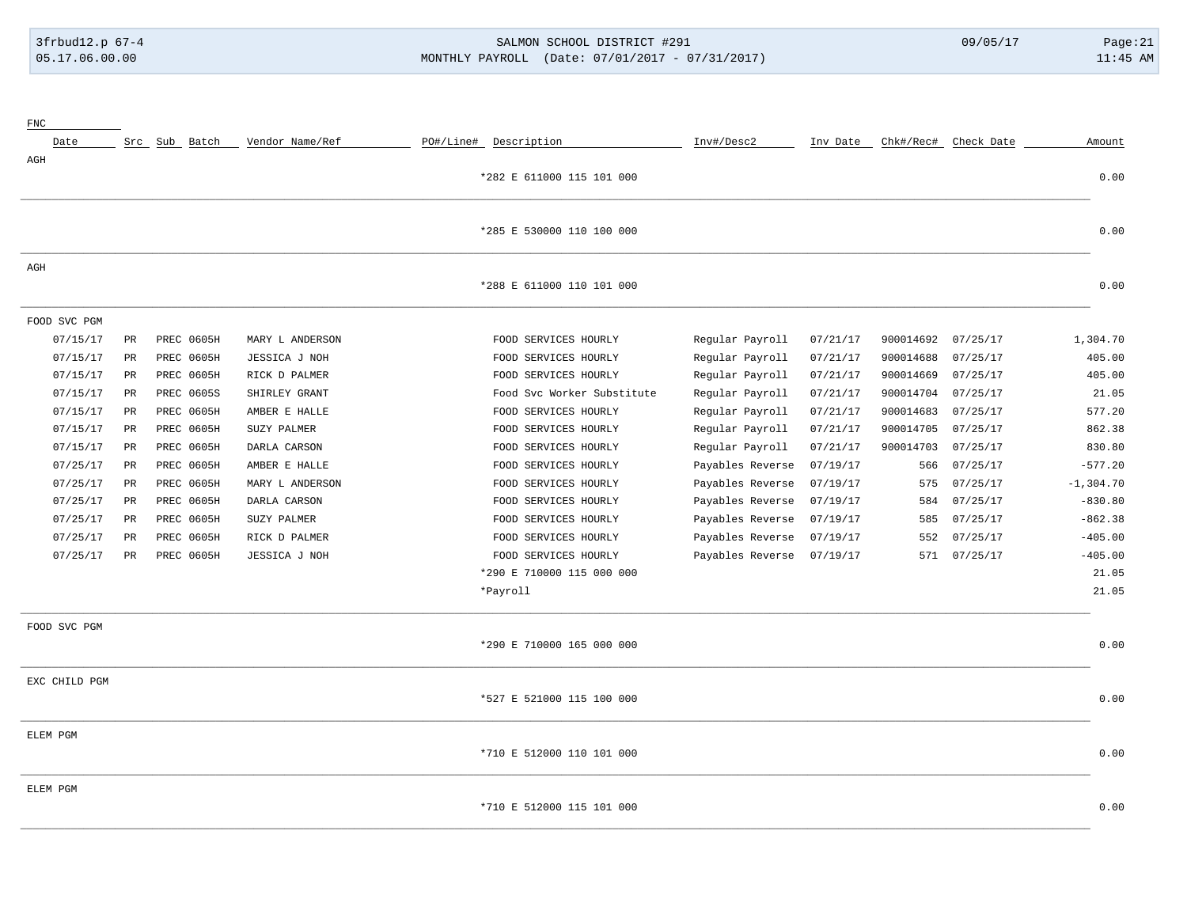| FNC | | | | | | | | | | | |
|---|---|---|---|---|---|---|---|---|---|---|---|
| Date | Src | Sub | Batch | Vendor Name/Ref | PO#/Line# | Description | Inv#/Desc2 | Inv Date | Chk#/Rec# | Check Date | Amount |
| AGH | | | | | | | | | | | |
| | | | | | | *282 E 611000 115 101 000 | | | | | 0.00 |
| | | | | | | *285 E 530000 110 100 000 | | | | | 0.00 |
| AGH | | | | | | | | | | | |
| | | | | | | *288 E 611000 110 101 000 | | | | | 0.00 |
| FOOD SVC PGM | | | | | | | | | | | |
| 07/15/17 | PR | PREC | 0605H | MARY L ANDERSON | | FOOD SERVICES HOURLY | Regular Payroll | 07/21/17 | 900014692 | 07/25/17 | 1,304.70 |
| 07/15/17 | PR | PREC | 0605H | JESSICA J NOH | | FOOD SERVICES HOURLY | Regular Payroll | 07/21/17 | 900014688 | 07/25/17 | 405.00 |
| 07/15/17 | PR | PREC | 0605H | RICK D PALMER | | FOOD SERVICES HOURLY | Regular Payroll | 07/21/17 | 900014669 | 07/25/17 | 405.00 |
| 07/15/17 | PR | PREC | 0605S | SHIRLEY GRANT | | Food Svc Worker Substitute | Regular Payroll | 07/21/17 | 900014704 | 07/25/17 | 21.05 |
| 07/15/17 | PR | PREC | 0605H | AMBER E HALLE | | FOOD SERVICES HOURLY | Regular Payroll | 07/21/17 | 900014683 | 07/25/17 | 577.20 |
| 07/15/17 | PR | PREC | 0605H | SUZY PALMER | | FOOD SERVICES HOURLY | Regular Payroll | 07/21/17 | 900014705 | 07/25/17 | 862.38 |
| 07/15/17 | PR | PREC | 0605H | DARLA CARSON | | FOOD SERVICES HOURLY | Regular Payroll | 07/21/17 | 900014703 | 07/25/17 | 830.80 |
| 07/25/17 | PR | PREC | 0605H | AMBER E HALLE | | FOOD SERVICES HOURLY | Payables Reverse | 07/19/17 | 566 | 07/25/17 | -577.20 |
| 07/25/17 | PR | PREC | 0605H | MARY L ANDERSON | | FOOD SERVICES HOURLY | Payables Reverse | 07/19/17 | 575 | 07/25/17 | -1,304.70 |
| 07/25/17 | PR | PREC | 0605H | DARLA CARSON | | FOOD SERVICES HOURLY | Payables Reverse | 07/19/17 | 584 | 07/25/17 | -830.80 |
| 07/25/17 | PR | PREC | 0605H | SUZY PALMER | | FOOD SERVICES HOURLY | Payables Reverse | 07/19/17 | 585 | 07/25/17 | -862.38 |
| 07/25/17 | PR | PREC | 0605H | RICK D PALMER | | FOOD SERVICES HOURLY | Payables Reverse | 07/19/17 | 552 | 07/25/17 | -405.00 |
| 07/25/17 | PR | PREC | 0605H | JESSICA J NOH | | FOOD SERVICES HOURLY | Payables Reverse | 07/19/17 | 571 | 07/25/17 | -405.00 |
| | | | | | | *290 E 710000 115 000 000 | | | | | 21.05 |
| | | | | | | *Payroll | | | | | 21.05 |
| FOOD SVC PGM | | | | | | | | | | | |
| | | | | | | *290 E 710000 165 000 000 | | | | | 0.00 |
| EXC CHILD PGM | | | | | | | | | | | |
| | | | | | | *527 E 521000 115 100 000 | | | | | 0.00 |
| ELEM PGM | | | | | | | | | | | |
| | | | | | | *710 E 512000 110 101 000 | | | | | 0.00 |
| ELEM PGM | | | | | | | | | | | |
| | | | | | | *710 E 512000 115 101 000 | | | | | 0.00 |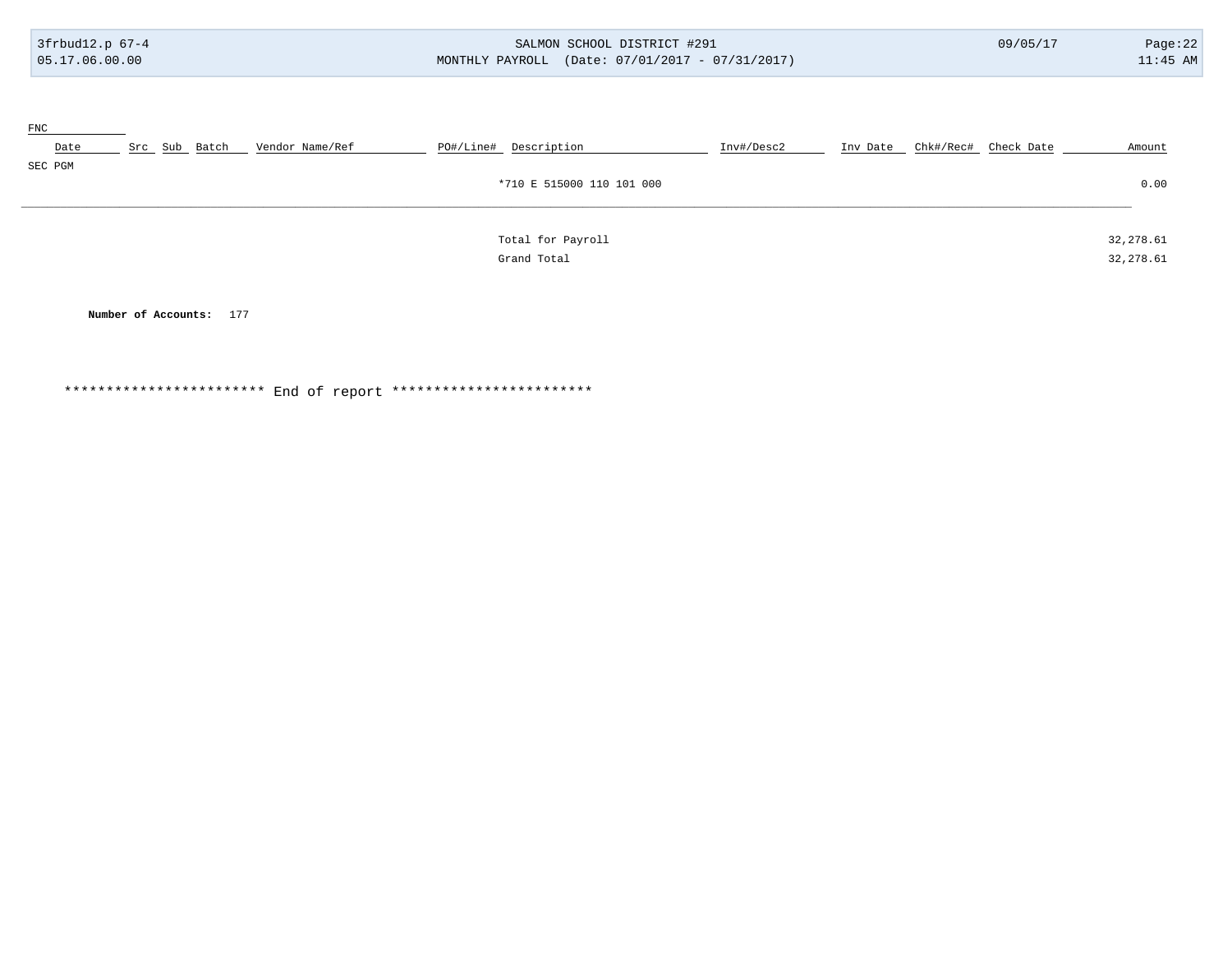| FNC | | | | | | | | | | | |
|---|---|---|---|---|---|---|---|---|---|---|---|
| Date | Src | Sub | Batch | Vendor Name/Ref | PO#/Line# | Description | Inv#/Desc2 | Inv Date | Chk#/Rec# | Check Date | Amount |
| SEC PGM | | | | | | | | | | | |
| | | | | | | *710 E 515000 110 101 000 | | | | | 0.00 |
| | | | | | | Total for Payroll | | | | | 32,278.61 |
| | | | | | | Grand Total | | | | | 32,278.61 |

**Number of Accounts:** 177

************************ End of report ************************